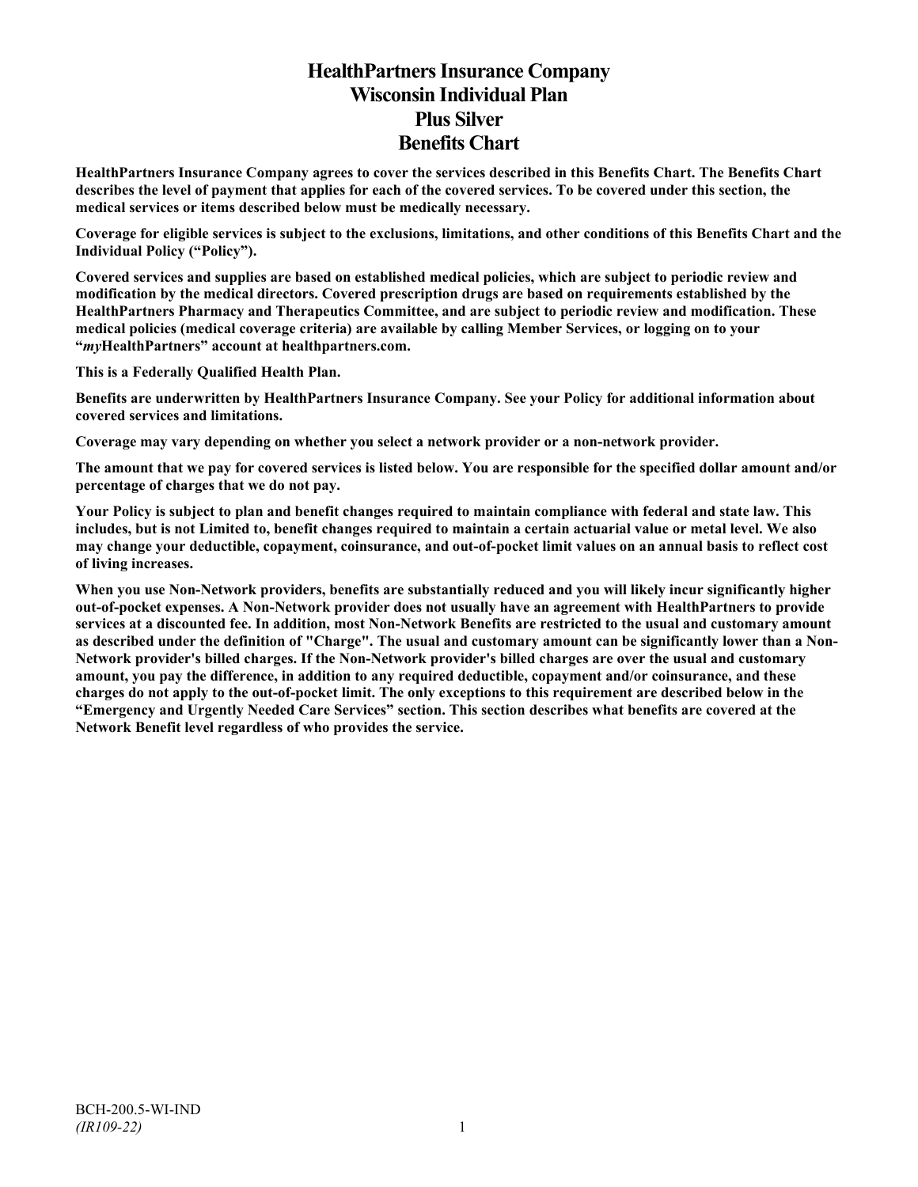# HealthPartners Insurance Company
# Wisconsin Individual Plan
# Plus Silver
# Benefits Chart

**HealthPartners Insurance Company agrees to cover the services described in this Benefits Chart. The Benefits Chart describes the level of payment that applies for each of the covered services. To be covered under this section, the medical services or items described below must be medically necessary.**

**Coverage for eligible services is subject to the exclusions, limitations, and other conditions of this Benefits Chart and the Individual Policy ("Policy").**

**Covered services and supplies are based on established medical policies, which are subject to periodic review and modification by the medical directors. Covered prescription drugs are based on requirements established by the HealthPartners Pharmacy and Therapeutics Committee, and are subject to periodic review and modification. These medical policies (medical coverage criteria) are available by calling Member Services, or logging on to your "*my*HealthPartners" account at healthpartners.com.**

**This is a Federally Qualified Health Plan.**

**Benefits are underwritten by HealthPartners Insurance Company. See your Policy for additional information about covered services and limitations.**

**Coverage may vary depending on whether you select a network provider or a non-network provider.**

**The amount that we pay for covered services is listed below. You are responsible for the specified dollar amount and/or percentage of charges that we do not pay.**

**Your Policy is subject to plan and benefit changes required to maintain compliance with federal and state law. This includes, but is not Limited to, benefit changes required to maintain a certain actuarial value or metal level. We also may change your deductible, copayment, coinsurance, and out-of-pocket limit values on an annual basis to reflect cost of living increases.**

**When you use Non-Network providers, benefits are substantially reduced and you will likely incur significantly higher out-of-pocket expenses. A Non-Network provider does not usually have an agreement with HealthPartners to provide services at a discounted fee. In addition, most Non-Network Benefits are restricted to the usual and customary amount as described under the definition of "Charge". The usual and customary amount can be significantly lower than a Non-Network provider's billed charges. If the Non-Network provider's billed charges are over the usual and customary amount, you pay the difference, in addition to any required deductible, copayment and/or coinsurance, and these charges do not apply to the out-of-pocket limit. The only exceptions to this requirement are described below in the "Emergency and Urgently Needed Care Services" section. This section describes what benefits are covered at the Network Benefit level regardless of who provides the service.**

BCH-200.5-WI-IND
*(IR109-22)*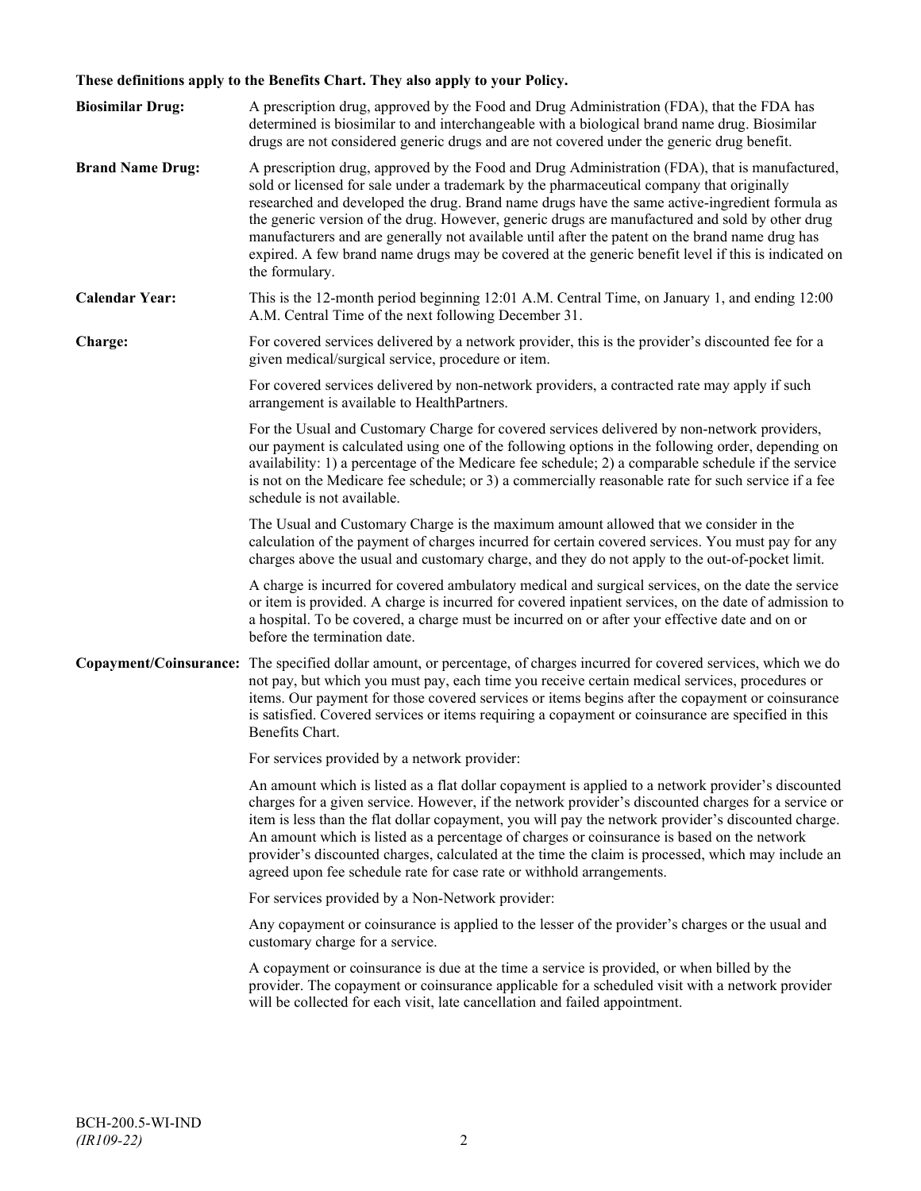**These definitions apply to the Benefits Chart. They also apply to your Policy.**

**Biosimilar Drug:** A prescription drug, approved by the Food and Drug Administration (FDA), that the FDA has determined is biosimilar to and interchangeable with a biological brand name drug. Biosimilar drugs are not considered generic drugs and are not covered under the generic drug benefit.

**Brand Name Drug:** A prescription drug, approved by the Food and Drug Administration (FDA), that is manufactured, sold or licensed for sale under a trademark by the pharmaceutical company that originally researched and developed the drug. Brand name drugs have the same active-ingredient formula as the generic version of the drug. However, generic drugs are manufactured and sold by other drug manufacturers and are generally not available until after the patent on the brand name drug has expired. A few brand name drugs may be covered at the generic benefit level if this is indicated on the formulary.

**Calendar Year:** This is the 12-month period beginning 12:01 A.M. Central Time, on January 1, and ending 12:00 A.M. Central Time of the next following December 31.

**Charge:** For covered services delivered by a network provider, this is the provider's discounted fee for a given medical/surgical service, procedure or item.

For covered services delivered by non-network providers, a contracted rate may apply if such arrangement is available to HealthPartners.

For the Usual and Customary Charge for covered services delivered by non-network providers, our payment is calculated using one of the following options in the following order, depending on availability: 1) a percentage of the Medicare fee schedule; 2) a comparable schedule if the service is not on the Medicare fee schedule; or 3) a commercially reasonable rate for such service if a fee schedule is not available.

The Usual and Customary Charge is the maximum amount allowed that we consider in the calculation of the payment of charges incurred for certain covered services. You must pay for any charges above the usual and customary charge, and they do not apply to the out-of-pocket limit.

A charge is incurred for covered ambulatory medical and surgical services, on the date the service or item is provided. A charge is incurred for covered inpatient services, on the date of admission to a hospital. To be covered, a charge must be incurred on or after your effective date and on or before the termination date.

**Copayment/Coinsurance:** The specified dollar amount, or percentage, of charges incurred for covered services, which we do not pay, but which you must pay, each time you receive certain medical services, procedures or items. Our payment for those covered services or items begins after the copayment or coinsurance is satisfied. Covered services or items requiring a copayment or coinsurance are specified in this Benefits Chart.

For services provided by a network provider:

An amount which is listed as a flat dollar copayment is applied to a network provider's discounted charges for a given service. However, if the network provider's discounted charges for a service or item is less than the flat dollar copayment, you will pay the network provider's discounted charge. An amount which is listed as a percentage of charges or coinsurance is based on the network provider's discounted charges, calculated at the time the claim is processed, which may include an agreed upon fee schedule rate for case rate or withhold arrangements.

For services provided by a Non-Network provider:

Any copayment or coinsurance is applied to the lesser of the provider's charges or the usual and customary charge for a service.

A copayment or coinsurance is due at the time a service is provided, or when billed by the provider. The copayment or coinsurance applicable for a scheduled visit with a network provider will be collected for each visit, late cancellation and failed appointment.

BCH-200.5-WI-IND
*(IR109-22)*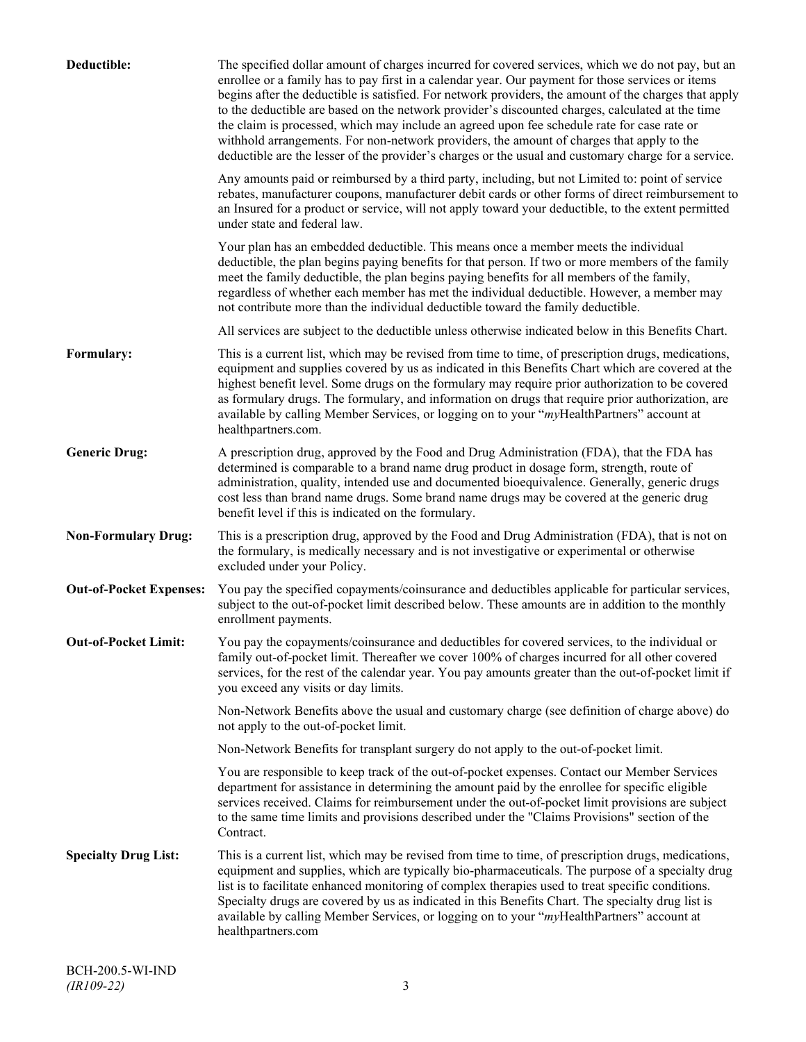**Deductible:** The specified dollar amount of charges incurred for covered services, which we do not pay, but an enrollee or a family has to pay first in a calendar year. Our payment for those services or items begins after the deductible is satisfied. For network providers, the amount of the charges that apply to the deductible are based on the network provider's discounted charges, calculated at the time the claim is processed, which may include an agreed upon fee schedule rate for case rate or withhold arrangements. For non-network providers, the amount of charges that apply to the deductible are the lesser of the provider's charges or the usual and customary charge for a service.

Any amounts paid or reimbursed by a third party, including, but not Limited to: point of service rebates, manufacturer coupons, manufacturer debit cards or other forms of direct reimbursement to an Insured for a product or service, will not apply toward your deductible, to the extent permitted under state and federal law.

Your plan has an embedded deductible. This means once a member meets the individual deductible, the plan begins paying benefits for that person. If two or more members of the family meet the family deductible, the plan begins paying benefits for all members of the family, regardless of whether each member has met the individual deductible. However, a member may not contribute more than the individual deductible toward the family deductible.

All services are subject to the deductible unless otherwise indicated below in this Benefits Chart.

**Formulary:** This is a current list, which may be revised from time to time, of prescription drugs, medications, equipment and supplies covered by us as indicated in this Benefits Chart which are covered at the highest benefit level. Some drugs on the formulary may require prior authorization to be covered as formulary drugs. The formulary, and information on drugs that require prior authorization, are available by calling Member Services, or logging on to your "*my*HealthPartners" account at healthpartners.com.

**Generic Drug:** A prescription drug, approved by the Food and Drug Administration (FDA), that the FDA has determined is comparable to a brand name drug product in dosage form, strength, route of administration, quality, intended use and documented bioequivalence. Generally, generic drugs cost less than brand name drugs. Some brand name drugs may be covered at the generic drug benefit level if this is indicated on the formulary.

**Non-Formulary Drug:** This is a prescription drug, approved by the Food and Drug Administration (FDA), that is not on the formulary, is medically necessary and is not investigative or experimental or otherwise excluded under your Policy.

**Out-of-Pocket Expenses:** You pay the specified copayments/coinsurance and deductibles applicable for particular services, subject to the out-of-pocket limit described below. These amounts are in addition to the monthly enrollment payments.

**Out-of-Pocket Limit:** You pay the copayments/coinsurance and deductibles for covered services, to the individual or family out-of-pocket limit. Thereafter we cover 100% of charges incurred for all other covered services, for the rest of the calendar year. You pay amounts greater than the out-of-pocket limit if you exceed any visits or day limits.

Non-Network Benefits above the usual and customary charge (see definition of charge above) do not apply to the out-of-pocket limit.

Non-Network Benefits for transplant surgery do not apply to the out-of-pocket limit.

You are responsible to keep track of the out-of-pocket expenses. Contact our Member Services department for assistance in determining the amount paid by the enrollee for specific eligible services received. Claims for reimbursement under the out-of-pocket limit provisions are subject to the same time limits and provisions described under the "Claims Provisions" section of the Contract.

**Specialty Drug List:** This is a current list, which may be revised from time to time, of prescription drugs, medications, equipment and supplies, which are typically bio-pharmaceuticals. The purpose of a specialty drug list is to facilitate enhanced monitoring of complex therapies used to treat specific conditions. Specialty drugs are covered by us as indicated in this Benefits Chart. The specialty drug list is available by calling Member Services, or logging on to your "*my*HealthPartners" account at healthpartners.com

BCH-200.5-WI-IND
*(IR109-22)*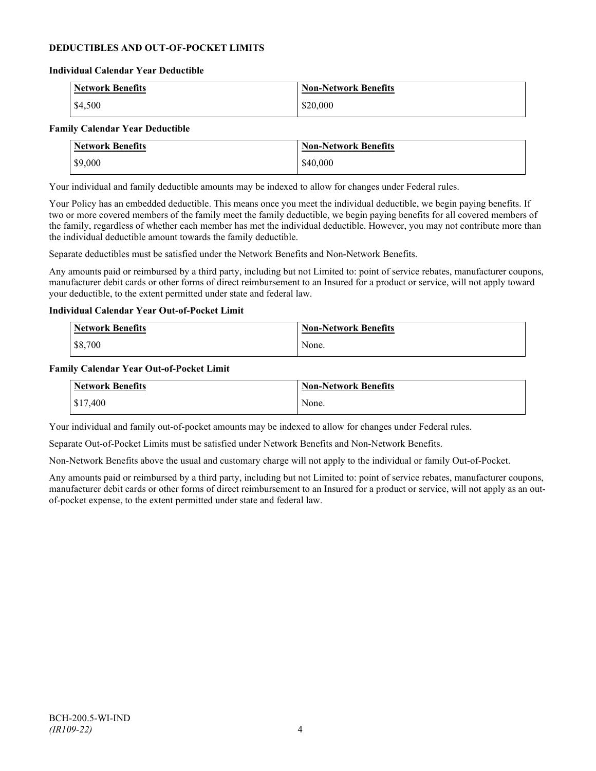## DEDUCTIBLES AND OUT-OF-POCKET LIMITS

### Individual Calendar Year Deductible

| Network Benefits | Non-Network Benefits |
|---|---|
| $4,500 | $20,000 |

### Family Calendar Year Deductible

| Network Benefits | Non-Network Benefits |
|---|---|
| $9,000 | $40,000 |

Your individual and family deductible amounts may be indexed to allow for changes under Federal rules.

Your Policy has an embedded deductible. This means once you meet the individual deductible, we begin paying benefits. If two or more covered members of the family meet the family deductible, we begin paying benefits for all covered members of the family, regardless of whether each member has met the individual deductible. However, you may not contribute more than the individual deductible amount towards the family deductible.

Separate deductibles must be satisfied under the Network Benefits and Non-Network Benefits.

Any amounts paid or reimbursed by a third party, including but not Limited to: point of service rebates, manufacturer coupons, manufacturer debit cards or other forms of direct reimbursement to an Insured for a product or service, will not apply toward your deductible, to the extent permitted under state and federal law.

### Individual Calendar Year Out-of-Pocket Limit

| Network Benefits | Non-Network Benefits |
|---|---|
| $8,700 | None. |

### Family Calendar Year Out-of-Pocket Limit

| Network Benefits | Non-Network Benefits |
|---|---|
| $17,400 | None. |

Your individual and family out-of-pocket amounts may be indexed to allow for changes under Federal rules.

Separate Out-of-Pocket Limits must be satisfied under Network Benefits and Non-Network Benefits.

Non-Network Benefits above the usual and customary charge will not apply to the individual or family Out-of-Pocket.

Any amounts paid or reimbursed by a third party, including but not Limited to: point of service rebates, manufacturer coupons, manufacturer debit cards or other forms of direct reimbursement to an Insured for a product or service, will not apply as an out-of-pocket expense, to the extent permitted under state and federal law.

BCH-200.5-WI-IND
*(IR109-22)*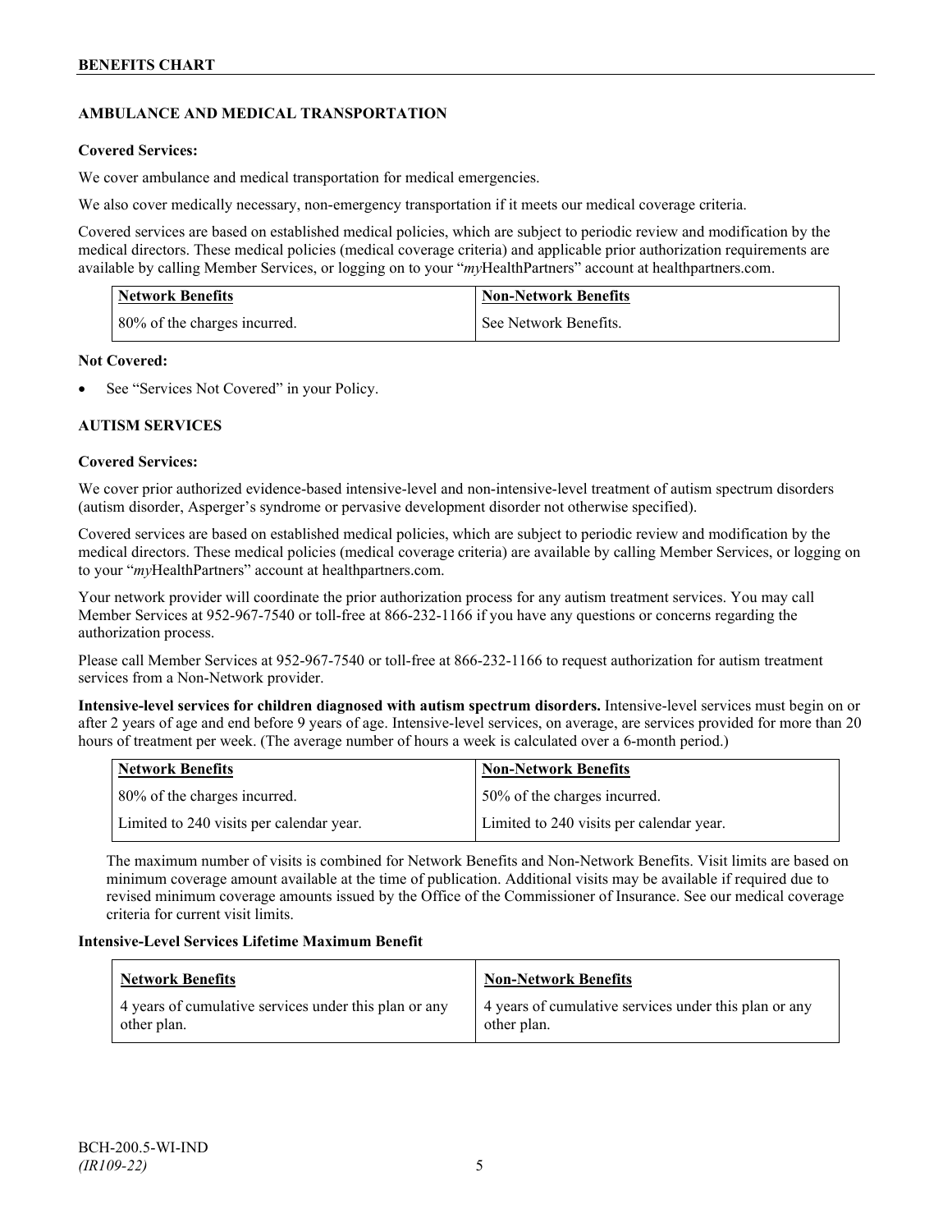## AMBULANCE AND MEDICAL TRANSPORTATION

**Covered Services:**

We cover ambulance and medical transportation for medical emergencies.

We also cover medically necessary, non-emergency transportation if it meets our medical coverage criteria.

Covered services are based on established medical policies, which are subject to periodic review and modification by the medical directors. These medical policies (medical coverage criteria) and applicable prior authorization requirements are available by calling Member Services, or logging on to your "*my*HealthPartners" account at healthpartners.com.

| Network Benefits | Non-Network Benefits |
|---|---|
| 80% of the charges incurred. | See Network Benefits. |

**Not Covered:**

- See "Services Not Covered" in your Policy.

## AUTISM SERVICES

**Covered Services:**

We cover prior authorized evidence-based intensive-level and non-intensive-level treatment of autism spectrum disorders (autism disorder, Asperger's syndrome or pervasive development disorder not otherwise specified).

Covered services are based on established medical policies, which are subject to periodic review and modification by the medical directors. These medical policies (medical coverage criteria) are available by calling Member Services, or logging on to your "*my*HealthPartners" account at healthpartners.com.

Your network provider will coordinate the prior authorization process for any autism treatment services. You may call Member Services at 952-967-7540 or toll-free at 866-232-1166 if you have any questions or concerns regarding the authorization process.

Please call Member Services at 952-967-7540 or toll-free at 866-232-1166 to request authorization for autism treatment services from a Non-Network provider.

**Intensive-level services for children diagnosed with autism spectrum disorders.** Intensive-level services must begin on or after 2 years of age and end before 9 years of age. Intensive-level services, on average, are services provided for more than 20 hours of treatment per week. (The average number of hours a week is calculated over a 6-month period.)

| Network Benefits | Non-Network Benefits |
|---|---|
| 80% of the charges incurred. | 50% of the charges incurred. |
| Limited to 240 visits per calendar year. | Limited to 240 visits per calendar year. |

The maximum number of visits is combined for Network Benefits and Non-Network Benefits. Visit limits are based on minimum coverage amount available at the time of publication. Additional visits may be available if required due to revised minimum coverage amounts issued by the Office of the Commissioner of Insurance. See our medical coverage criteria for current visit limits.

**Intensive-Level Services Lifetime Maximum Benefit**

| Network Benefits | Non-Network Benefits |
|---|---|
| 4 years of cumulative services under this plan or any other plan. | 4 years of cumulative services under this plan or any other plan. |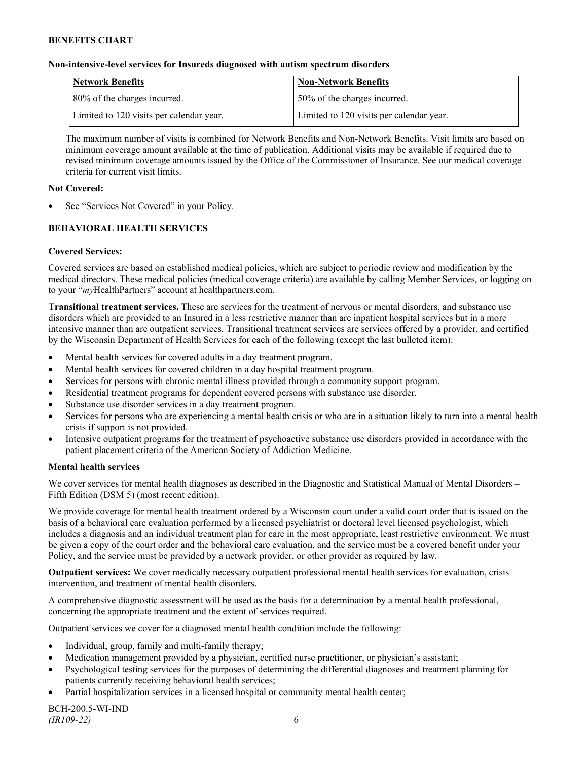**Non-intensive-level services for Insureds diagnosed with autism spectrum disorders**

| Network Benefits | Non-Network Benefits |
|---|---|
| 80% of the charges incurred. | 50% of the charges incurred. |
| Limited to 120 visits per calendar year. | Limited to 120 visits per calendar year. |

The maximum number of visits is combined for Network Benefits and Non-Network Benefits. Visit limits are based on minimum coverage amount available at the time of publication. Additional visits may be available if required due to revised minimum coverage amounts issued by the Office of the Commissioner of Insurance. See our medical coverage criteria for current visit limits.

**Not Covered:**

- See "Services Not Covered" in your Policy.

**BEHAVIORAL HEALTH SERVICES**

**Covered Services:**

Covered services are based on established medical policies, which are subject to periodic review and modification by the medical directors. These medical policies (medical coverage criteria) are available by calling Member Services, or logging on to your "*my*HealthPartners" account at healthpartners.com.

**Transitional treatment services.** These are services for the treatment of nervous or mental disorders, and substance use disorders which are provided to an Insured in a less restrictive manner than are inpatient hospital services but in a more intensive manner than are outpatient services. Transitional treatment services are services offered by a provider, and certified by the Wisconsin Department of Health Services for each of the following (except the last bulleted item):

- Mental health services for covered adults in a day treatment program.
- Mental health services for covered children in a day hospital treatment program.
- Services for persons with chronic mental illness provided through a community support program.
- Residential treatment programs for dependent covered persons with substance use disorder.
- Substance use disorder services in a day treatment program.
- Services for persons who are experiencing a mental health crisis or who are in a situation likely to turn into a mental health crisis if support is not provided.
- Intensive outpatient programs for the treatment of psychoactive substance use disorders provided in accordance with the patient placement criteria of the American Society of Addiction Medicine.

**Mental health services**

We cover services for mental health diagnoses as described in the Diagnostic and Statistical Manual of Mental Disorders – Fifth Edition (DSM 5) (most recent edition).

We provide coverage for mental health treatment ordered by a Wisconsin court under a valid court order that is issued on the basis of a behavioral care evaluation performed by a licensed psychiatrist or doctoral level licensed psychologist, which includes a diagnosis and an individual treatment plan for care in the most appropriate, least restrictive environment. We must be given a copy of the court order and the behavioral care evaluation, and the service must be a covered benefit under your Policy, and the service must be provided by a network provider, or other provider as required by law.

**Outpatient services:** We cover medically necessary outpatient professional mental health services for evaluation, crisis intervention, and treatment of mental health disorders.

A comprehensive diagnostic assessment will be used as the basis for a determination by a mental health professional, concerning the appropriate treatment and the extent of services required.

Outpatient services we cover for a diagnosed mental health condition include the following:

- Individual, group, family and multi-family therapy;
- Medication management provided by a physician, certified nurse practitioner, or physician's assistant;
- Psychological testing services for the purposes of determining the differential diagnoses and treatment planning for patients currently receiving behavioral health services;
- Partial hospitalization services in a licensed hospital or community mental health center;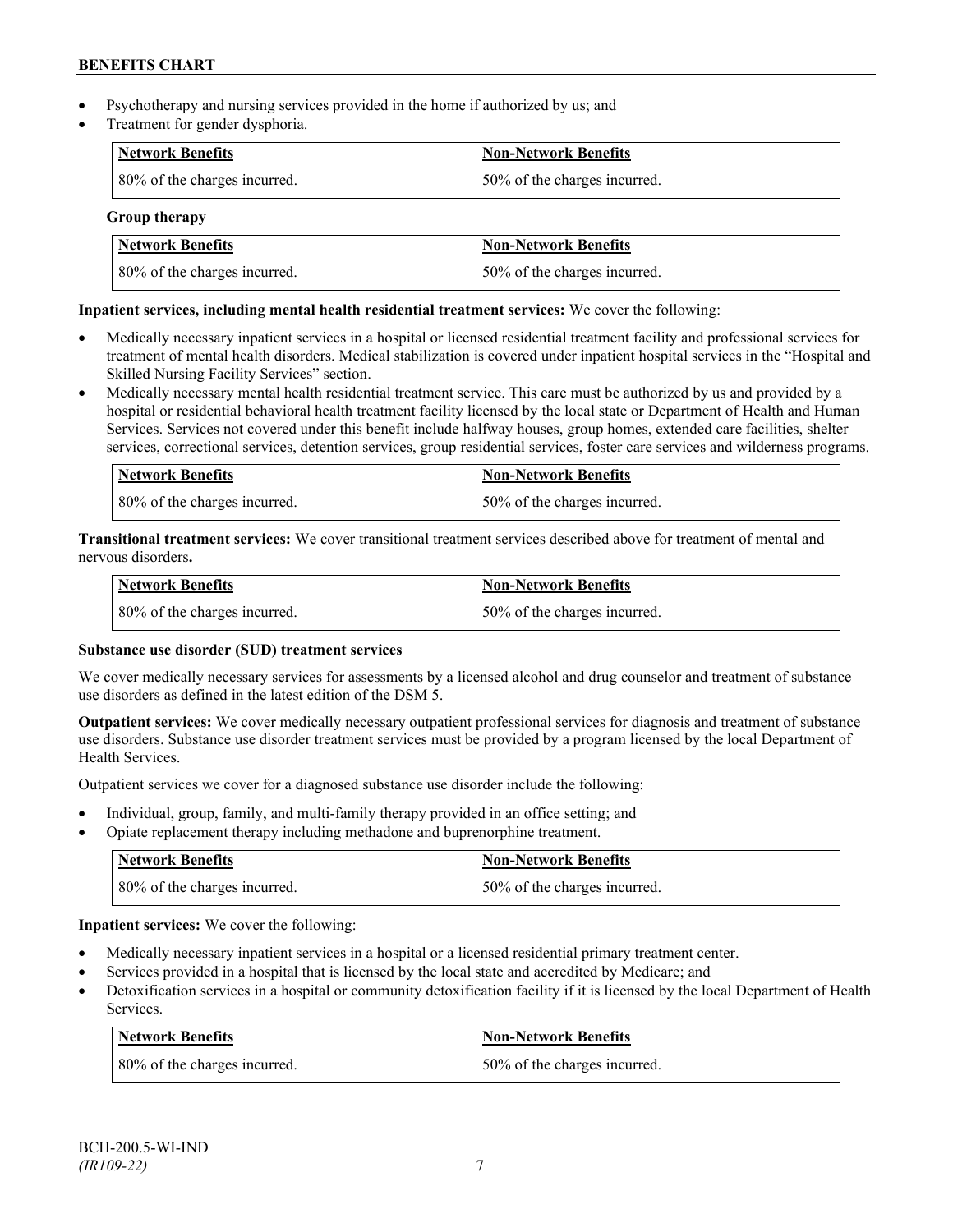- Psychotherapy and nursing services provided in the home if authorized by us; and
- Treatment for gender dysphoria.

| Network Benefits | Non-Network Benefits |
|---|---|
| 80% of the charges incurred. | 50% of the charges incurred. |

**Group therapy**

| Network Benefits | Non-Network Benefits |
|---|---|
| 80% of the charges incurred. | 50% of the charges incurred. |

**Inpatient services, including mental health residential treatment services:** We cover the following:

- Medically necessary inpatient services in a hospital or licensed residential treatment facility and professional services for treatment of mental health disorders. Medical stabilization is covered under inpatient hospital services in the "Hospital and Skilled Nursing Facility Services" section.
- Medically necessary mental health residential treatment service. This care must be authorized by us and provided by a hospital or residential behavioral health treatment facility licensed by the local state or Department of Health and Human Services. Services not covered under this benefit include halfway houses, group homes, extended care facilities, shelter services, correctional services, detention services, group residential services, foster care services and wilderness programs.

| Network Benefits | Non-Network Benefits |
|---|---|
| 80% of the charges incurred. | 50% of the charges incurred. |

**Transitional treatment services:** We cover transitional treatment services described above for treatment of mental and nervous disorders**.**

| Network Benefits | Non-Network Benefits |
|---|---|
| 80% of the charges incurred. | 50% of the charges incurred. |

**Substance use disorder (SUD) treatment services**

We cover medically necessary services for assessments by a licensed alcohol and drug counselor and treatment of substance use disorders as defined in the latest edition of the DSM 5.

**Outpatient services:** We cover medically necessary outpatient professional services for diagnosis and treatment of substance use disorders. Substance use disorder treatment services must be provided by a program licensed by the local Department of Health Services.

Outpatient services we cover for a diagnosed substance use disorder include the following:

- Individual, group, family, and multi-family therapy provided in an office setting; and
- Opiate replacement therapy including methadone and buprenorphine treatment.

| Network Benefits | Non-Network Benefits |
|---|---|
| 80% of the charges incurred. | 50% of the charges incurred. |

**Inpatient services:** We cover the following:

- Medically necessary inpatient services in a hospital or a licensed residential primary treatment center.
- Services provided in a hospital that is licensed by the local state and accredited by Medicare; and
- Detoxification services in a hospital or community detoxification facility if it is licensed by the local Department of Health Services.

| Network Benefits | Non-Network Benefits |
|---|---|
| 80% of the charges incurred. | 50% of the charges incurred. |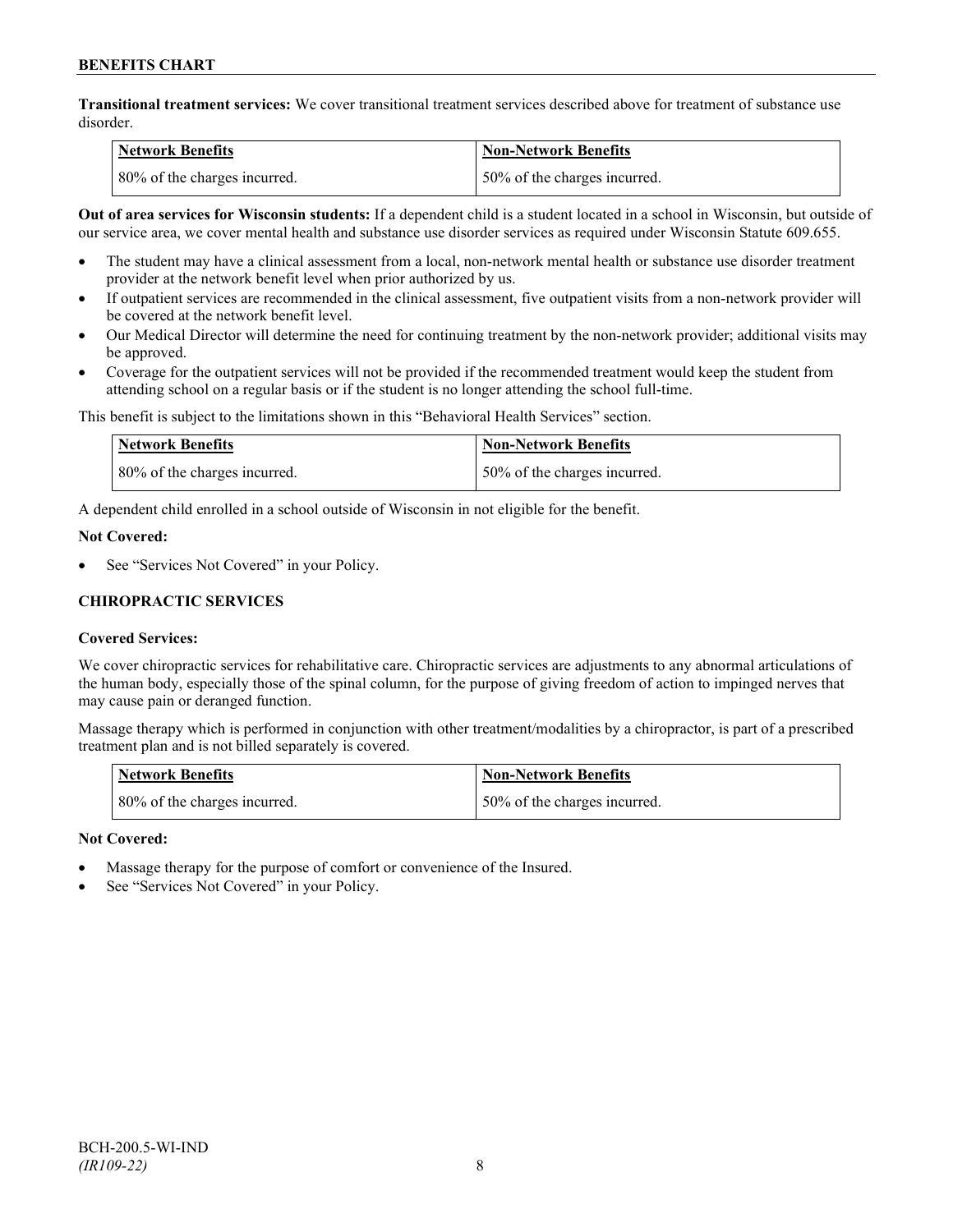**Transitional treatment services:** We cover transitional treatment services described above for treatment of substance use disorder.

| Network Benefits | Non-Network Benefits |
| --- | --- |
| 80% of the charges incurred. | 50% of the charges incurred. |

**Out of area services for Wisconsin students:** If a dependent child is a student located in a school in Wisconsin, but outside of our service area, we cover mental health and substance use disorder services as required under Wisconsin Statute 609.655.

- The student may have a clinical assessment from a local, non-network mental health or substance use disorder treatment provider at the network benefit level when prior authorized by us.
- If outpatient services are recommended in the clinical assessment, five outpatient visits from a non-network provider will be covered at the network benefit level.
- Our Medical Director will determine the need for continuing treatment by the non-network provider; additional visits may be approved.
- Coverage for the outpatient services will not be provided if the recommended treatment would keep the student from attending school on a regular basis or if the student is no longer attending the school full-time.

This benefit is subject to the limitations shown in this "Behavioral Health Services" section.

| Network Benefits | Non-Network Benefits |
| --- | --- |
| 80% of the charges incurred. | 50% of the charges incurred. |

A dependent child enrolled in a school outside of Wisconsin in not eligible for the benefit.

**Not Covered:**

- See "Services Not Covered" in your Policy.

### CHIROPRACTIC SERVICES

**Covered Services:**

We cover chiropractic services for rehabilitative care. Chiropractic services are adjustments to any abnormal articulations of the human body, especially those of the spinal column, for the purpose of giving freedom of action to impinged nerves that may cause pain or deranged function.

Massage therapy which is performed in conjunction with other treatment/modalities by a chiropractor, is part of a prescribed treatment plan and is not billed separately is covered.

| Network Benefits | Non-Network Benefits |
| --- | --- |
| 80% of the charges incurred. | 50% of the charges incurred. |

**Not Covered:**

- Massage therapy for the purpose of comfort or convenience of the Insured.
- See "Services Not Covered" in your Policy.

BCH-200.5-WI-IND
*(IR109-22)*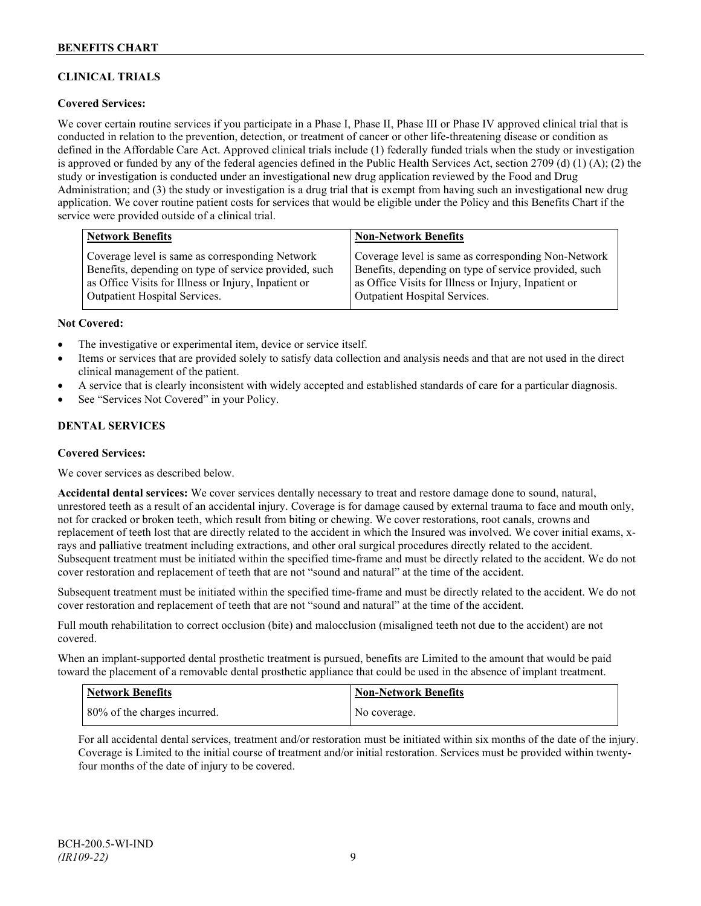## CLINICAL TRIALS

**Covered Services:**

We cover certain routine services if you participate in a Phase I, Phase II, Phase III or Phase IV approved clinical trial that is conducted in relation to the prevention, detection, or treatment of cancer or other life-threatening disease or condition as defined in the Affordable Care Act. Approved clinical trials include (1) federally funded trials when the study or investigation is approved or funded by any of the federal agencies defined in the Public Health Services Act, section 2709 (d) (1) (A); (2) the study or investigation is conducted under an investigational new drug application reviewed by the Food and Drug Administration; and (3) the study or investigation is a drug trial that is exempt from having such an investigational new drug application. We cover routine patient costs for services that would be eligible under the Policy and this Benefits Chart if the service were provided outside of a clinical trial.

| Network Benefits | Non-Network Benefits |
|---|---|
| Coverage level is same as corresponding Network Benefits, depending on type of service provided, such as Office Visits for Illness or Injury, Inpatient or Outpatient Hospital Services. | Coverage level is same as corresponding Non-Network Benefits, depending on type of service provided, such as Office Visits for Illness or Injury, Inpatient or Outpatient Hospital Services. |

**Not Covered:**

- The investigative or experimental item, device or service itself.
- Items or services that are provided solely to satisfy data collection and analysis needs and that are not used in the direct clinical management of the patient.
- A service that is clearly inconsistent with widely accepted and established standards of care for a particular diagnosis.
- See "Services Not Covered" in your Policy.

## DENTAL SERVICES

**Covered Services:**

We cover services as described below.

**Accidental dental services:** We cover services dentally necessary to treat and restore damage done to sound, natural, unrestored teeth as a result of an accidental injury. Coverage is for damage caused by external trauma to face and mouth only, not for cracked or broken teeth, which result from biting or chewing. We cover restorations, root canals, crowns and replacement of teeth lost that are directly related to the accident in which the Insured was involved. We cover initial exams, x-rays and palliative treatment including extractions, and other oral surgical procedures directly related to the accident. Subsequent treatment must be initiated within the specified time-frame and must be directly related to the accident. We do not cover restoration and replacement of teeth that are not "sound and natural" at the time of the accident.

Subsequent treatment must be initiated within the specified time-frame and must be directly related to the accident. We do not cover restoration and replacement of teeth that are not "sound and natural" at the time of the accident.

Full mouth rehabilitation to correct occlusion (bite) and malocclusion (misaligned teeth not due to the accident) are not covered.

When an implant-supported dental prosthetic treatment is pursued, benefits are Limited to the amount that would be paid toward the placement of a removable dental prosthetic appliance that could be used in the absence of implant treatment.

| Network Benefits | Non-Network Benefits |
|---|---|
| 80% of the charges incurred. | No coverage. |

For all accidental dental services, treatment and/or restoration must be initiated within six months of the date of the injury. Coverage is Limited to the initial course of treatment and/or initial restoration. Services must be provided within twenty-four months of the date of injury to be covered.

BCH-200.5-WI-IND
*(IR109-22)*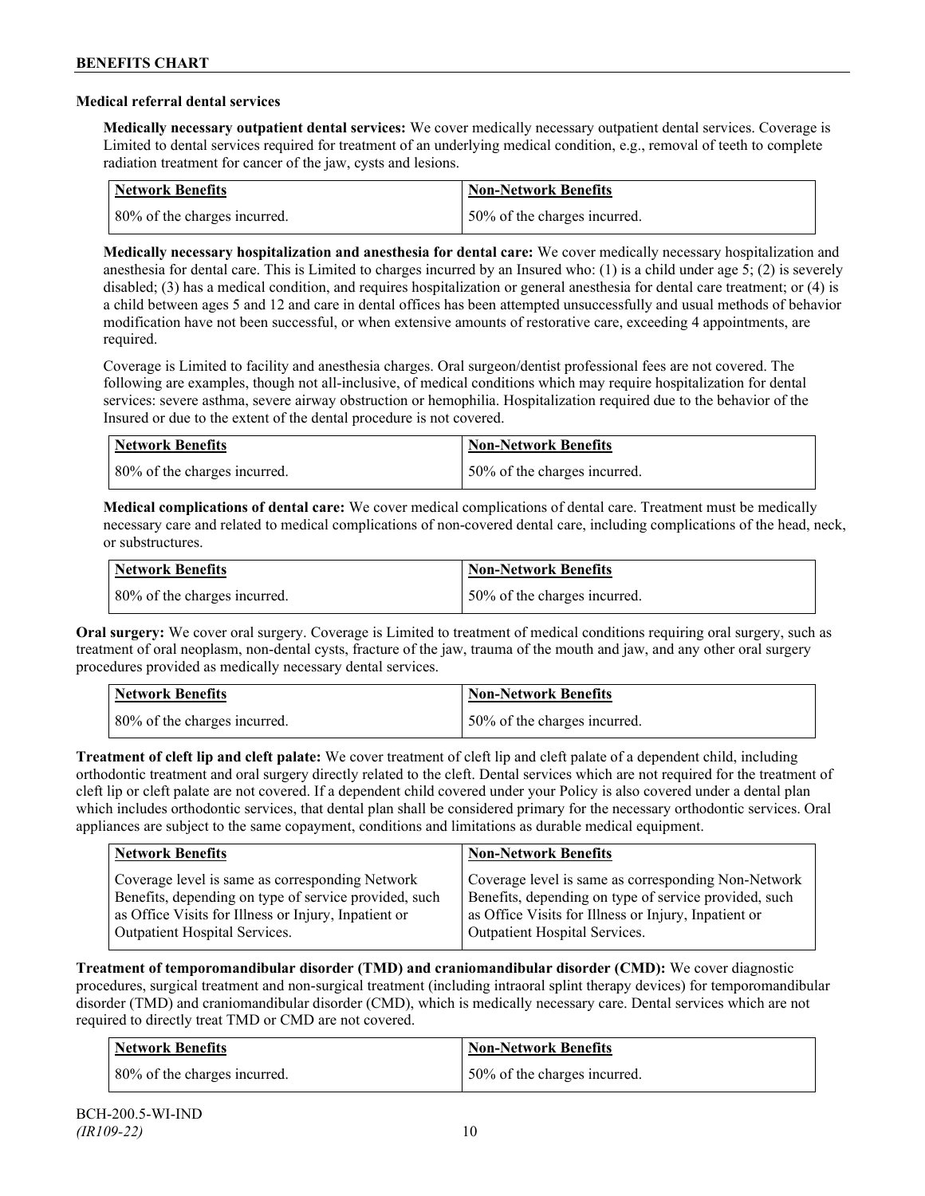### Medical referral dental services

**Medically necessary outpatient dental services:** We cover medically necessary outpatient dental services. Coverage is Limited to dental services required for treatment of an underlying medical condition, e.g., removal of teeth to complete radiation treatment for cancer of the jaw, cysts and lesions.

| Network Benefits | Non-Network Benefits |
|---|---|
| 80% of the charges incurred. | 50% of the charges incurred. |

**Medically necessary hospitalization and anesthesia for dental care:** We cover medically necessary hospitalization and anesthesia for dental care. This is Limited to charges incurred by an Insured who: (1) is a child under age 5; (2) is severely disabled; (3) has a medical condition, and requires hospitalization or general anesthesia for dental care treatment; or (4) is a child between ages 5 and 12 and care in dental offices has been attempted unsuccessfully and usual methods of behavior modification have not been successful, or when extensive amounts of restorative care, exceeding 4 appointments, are required.

Coverage is Limited to facility and anesthesia charges. Oral surgeon/dentist professional fees are not covered. The following are examples, though not all-inclusive, of medical conditions which may require hospitalization for dental services: severe asthma, severe airway obstruction or hemophilia. Hospitalization required due to the behavior of the Insured or due to the extent of the dental procedure is not covered.

| Network Benefits | Non-Network Benefits |
|---|---|
| 80% of the charges incurred. | 50% of the charges incurred. |

**Medical complications of dental care:** We cover medical complications of dental care. Treatment must be medically necessary care and related to medical complications of non-covered dental care, including complications of the head, neck, or substructures.

| Network Benefits | Non-Network Benefits |
|---|---|
| 80% of the charges incurred. | 50% of the charges incurred. |

**Oral surgery:** We cover oral surgery. Coverage is Limited to treatment of medical conditions requiring oral surgery, such as treatment of oral neoplasm, non-dental cysts, fracture of the jaw, trauma of the mouth and jaw, and any other oral surgery procedures provided as medically necessary dental services.

| Network Benefits | Non-Network Benefits |
|---|---|
| 80% of the charges incurred. | 50% of the charges incurred. |

**Treatment of cleft lip and cleft palate:** We cover treatment of cleft lip and cleft palate of a dependent child, including orthodontic treatment and oral surgery directly related to the cleft. Dental services which are not required for the treatment of cleft lip or cleft palate are not covered. If a dependent child covered under your Policy is also covered under a dental plan which includes orthodontic services, that dental plan shall be considered primary for the necessary orthodontic services. Oral appliances are subject to the same copayment, conditions and limitations as durable medical equipment.

| Network Benefits | Non-Network Benefits |
|---|---|
| Coverage level is same as corresponding Network Benefits, depending on type of service provided, such as Office Visits for Illness or Injury, Inpatient or Outpatient Hospital Services. | Coverage level is same as corresponding Non-Network Benefits, depending on type of service provided, such as Office Visits for Illness or Injury, Inpatient or Outpatient Hospital Services. |

**Treatment of temporomandibular disorder (TMD) and craniomandibular disorder (CMD):** We cover diagnostic procedures, surgical treatment and non-surgical treatment (including intraoral splint therapy devices) for temporomandibular disorder (TMD) and craniomandibular disorder (CMD), which is medically necessary care. Dental services which are not required to directly treat TMD or CMD are not covered.

| Network Benefits | Non-Network Benefits |
|---|---|
| 80% of the charges incurred. | 50% of the charges incurred. |

BCH-200.5-WI-IND
*(IR109-22)*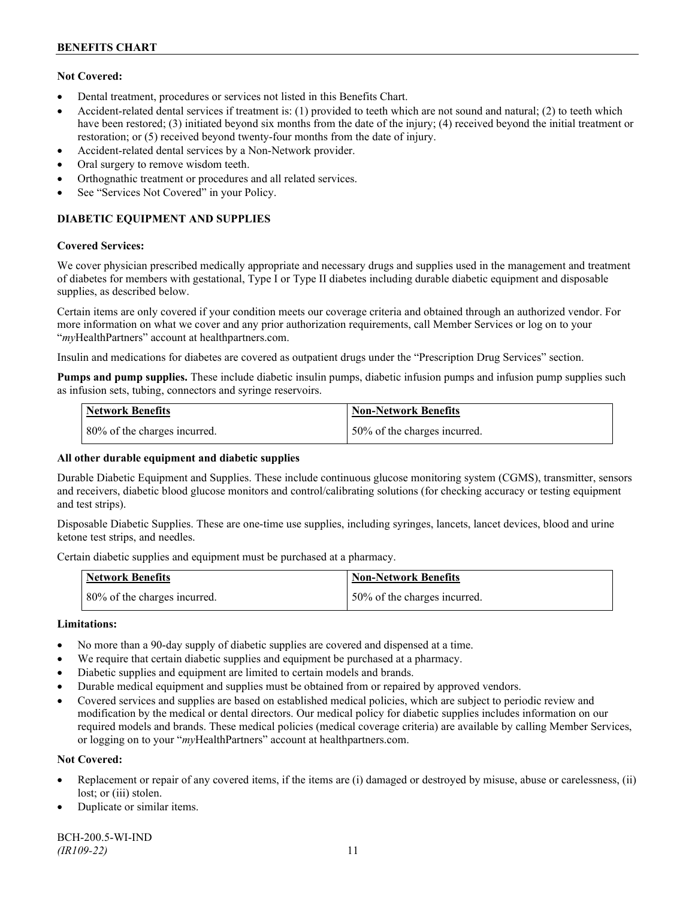**Not Covered:**

- Dental treatment, procedures or services not listed in this Benefits Chart.
- Accident-related dental services if treatment is: (1) provided to teeth which are not sound and natural; (2) to teeth which have been restored; (3) initiated beyond six months from the date of the injury; (4) received beyond the initial treatment or restoration; or (5) received beyond twenty-four months from the date of injury.
- Accident-related dental services by a Non-Network provider.
- Oral surgery to remove wisdom teeth.
- Orthognathic treatment or procedures and all related services.
- See "Services Not Covered" in your Policy.

## DIABETIC EQUIPMENT AND SUPPLIES

**Covered Services:**

We cover physician prescribed medically appropriate and necessary drugs and supplies used in the management and treatment of diabetes for members with gestational, Type I or Type II diabetes including durable diabetic equipment and disposable supplies, as described below.

Certain items are only covered if your condition meets our coverage criteria and obtained through an authorized vendor. For more information on what we cover and any prior authorization requirements, call Member Services or log on to your "*my*HealthPartners" account at healthpartners.com.

Insulin and medications for diabetes are covered as outpatient drugs under the "Prescription Drug Services" section.

**Pumps and pump supplies.** These include diabetic insulin pumps, diabetic infusion pumps and infusion pump supplies such as infusion sets, tubing, connectors and syringe reservoirs.

| Network Benefits | Non-Network Benefits |
|---|---|
| 80% of the charges incurred. | 50% of the charges incurred. |

**All other durable equipment and diabetic supplies**

Durable Diabetic Equipment and Supplies. These include continuous glucose monitoring system (CGMS), transmitter, sensors and receivers, diabetic blood glucose monitors and control/calibrating solutions (for checking accuracy or testing equipment and test strips).

Disposable Diabetic Supplies. These are one-time use supplies, including syringes, lancets, lancet devices, blood and urine ketone test strips, and needles.

Certain diabetic supplies and equipment must be purchased at a pharmacy.

| Network Benefits | Non-Network Benefits |
|---|---|
| 80% of the charges incurred. | 50% of the charges incurred. |

**Limitations:**

- No more than a 90-day supply of diabetic supplies are covered and dispensed at a time.
- We require that certain diabetic supplies and equipment be purchased at a pharmacy.
- Diabetic supplies and equipment are limited to certain models and brands.
- Durable medical equipment and supplies must be obtained from or repaired by approved vendors.
- Covered services and supplies are based on established medical policies, which are subject to periodic review and modification by the medical or dental directors. Our medical policy for diabetic supplies includes information on our required models and brands. These medical policies (medical coverage criteria) are available by calling Member Services, or logging on to your "*my*HealthPartners" account at healthpartners.com.

**Not Covered:**

- Replacement or repair of any covered items, if the items are (i) damaged or destroyed by misuse, abuse or carelessness, (ii) lost; or (iii) stolen.
- Duplicate or similar items.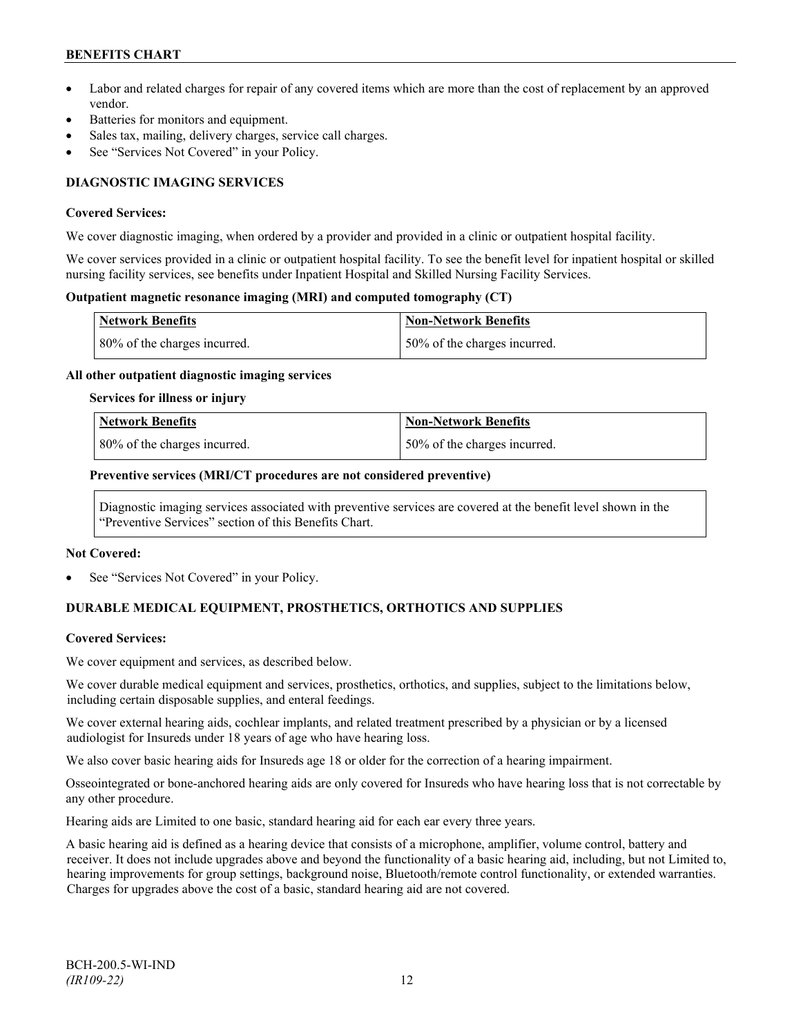- Labor and related charges for repair of any covered items which are more than the cost of replacement by an approved vendor.
- Batteries for monitors and equipment.
- Sales tax, mailing, delivery charges, service call charges.
- See "Services Not Covered" in your Policy.

### DIAGNOSTIC IMAGING SERVICES

**Covered Services:**

We cover diagnostic imaging, when ordered by a provider and provided in a clinic or outpatient hospital facility.

We cover services provided in a clinic or outpatient hospital facility. To see the benefit level for inpatient hospital or skilled nursing facility services, see benefits under Inpatient Hospital and Skilled Nursing Facility Services.

**Outpatient magnetic resonance imaging (MRI) and computed tomography (CT)**

| Network Benefits | Non-Network Benefits |
| --- | --- |
| 80% of the charges incurred. | 50% of the charges incurred. |

**All other outpatient diagnostic imaging services**

**Services for illness or injury**

| Network Benefits | Non-Network Benefits |
| --- | --- |
| 80% of the charges incurred. | 50% of the charges incurred. |

**Preventive services (MRI/CT procedures are not considered preventive)**

Diagnostic imaging services associated with preventive services are covered at the benefit level shown in the "Preventive Services" section of this Benefits Chart.

**Not Covered:**

- See "Services Not Covered" in your Policy.

### DURABLE MEDICAL EQUIPMENT, PROSTHETICS, ORTHOTICS AND SUPPLIES

**Covered Services:**

We cover equipment and services, as described below.

We cover durable medical equipment and services, prosthetics, orthotics, and supplies, subject to the limitations below, including certain disposable supplies, and enteral feedings.

We cover external hearing aids, cochlear implants, and related treatment prescribed by a physician or by a licensed audiologist for Insureds under 18 years of age who have hearing loss.

We also cover basic hearing aids for Insureds age 18 or older for the correction of a hearing impairment.

Osseointegrated or bone-anchored hearing aids are only covered for Insureds who have hearing loss that is not correctable by any other procedure.

Hearing aids are Limited to one basic, standard hearing aid for each ear every three years.

A basic hearing aid is defined as a hearing device that consists of a microphone, amplifier, volume control, battery and receiver. It does not include upgrades above and beyond the functionality of a basic hearing aid, including, but not Limited to, hearing improvements for group settings, background noise, Bluetooth/remote control functionality, or extended warranties. Charges for upgrades above the cost of a basic, standard hearing aid are not covered.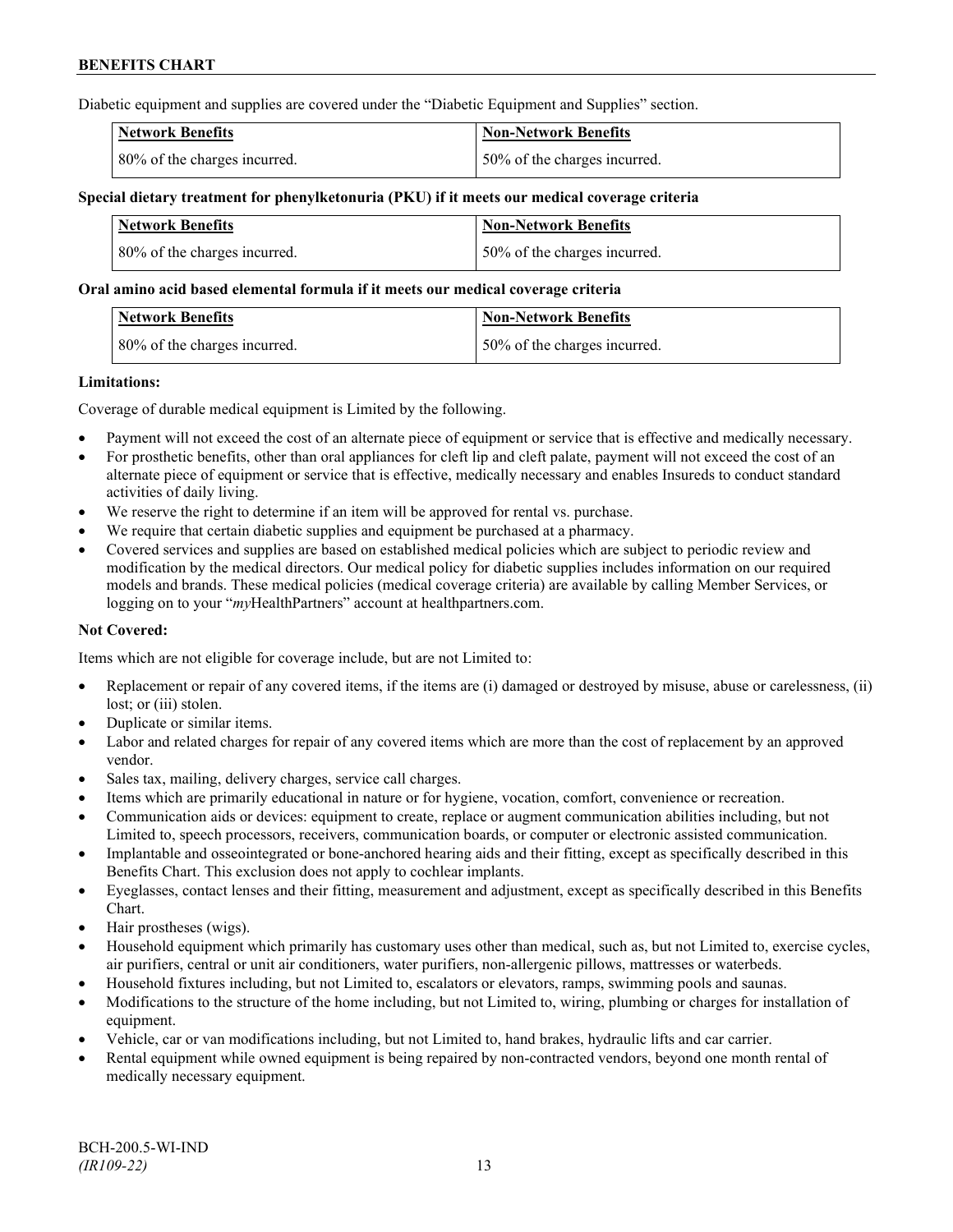Diabetic equipment and supplies are covered under the "Diabetic Equipment and Supplies" section.

| Network Benefits | Non-Network Benefits |
| --- | --- |
| 80% of the charges incurred. | 50% of the charges incurred. |

**Special dietary treatment for phenylketonuria (PKU) if it meets our medical coverage criteria**

| Network Benefits | Non-Network Benefits |
| --- | --- |
| 80% of the charges incurred. | 50% of the charges incurred. |

**Oral amino acid based elemental formula if it meets our medical coverage criteria**

| Network Benefits | Non-Network Benefits |
| --- | --- |
| 80% of the charges incurred. | 50% of the charges incurred. |

**Limitations:**

Coverage of durable medical equipment is Limited by the following.

- Payment will not exceed the cost of an alternate piece of equipment or service that is effective and medically necessary.
- For prosthetic benefits, other than oral appliances for cleft lip and cleft palate, payment will not exceed the cost of an alternate piece of equipment or service that is effective, medically necessary and enables Insureds to conduct standard activities of daily living.
- We reserve the right to determine if an item will be approved for rental vs. purchase.
- We require that certain diabetic supplies and equipment be purchased at a pharmacy.
- Covered services and supplies are based on established medical policies which are subject to periodic review and modification by the medical directors. Our medical policy for diabetic supplies includes information on our required models and brands. These medical policies (medical coverage criteria) are available by calling Member Services, or logging on to your "*my*HealthPartners" account at healthpartners.com.

**Not Covered:**

Items which are not eligible for coverage include, but are not Limited to:

- Replacement or repair of any covered items, if the items are (i) damaged or destroyed by misuse, abuse or carelessness, (ii) lost; or (iii) stolen.
- Duplicate or similar items.
- Labor and related charges for repair of any covered items which are more than the cost of replacement by an approved vendor.
- Sales tax, mailing, delivery charges, service call charges.
- Items which are primarily educational in nature or for hygiene, vocation, comfort, convenience or recreation.
- Communication aids or devices: equipment to create, replace or augment communication abilities including, but not Limited to, speech processors, receivers, communication boards, or computer or electronic assisted communication.
- Implantable and osseointegrated or bone-anchored hearing aids and their fitting, except as specifically described in this Benefits Chart. This exclusion does not apply to cochlear implants.
- Eyeglasses, contact lenses and their fitting, measurement and adjustment, except as specifically described in this Benefits Chart.
- Hair prostheses (wigs).
- Household equipment which primarily has customary uses other than medical, such as, but not Limited to, exercise cycles, air purifiers, central or unit air conditioners, water purifiers, non-allergenic pillows, mattresses or waterbeds.
- Household fixtures including, but not Limited to, escalators or elevators, ramps, swimming pools and saunas.
- Modifications to the structure of the home including, but not Limited to, wiring, plumbing or charges for installation of equipment.
- Vehicle, car or van modifications including, but not Limited to, hand brakes, hydraulic lifts and car carrier.
- Rental equipment while owned equipment is being repaired by non-contracted vendors, beyond one month rental of medically necessary equipment.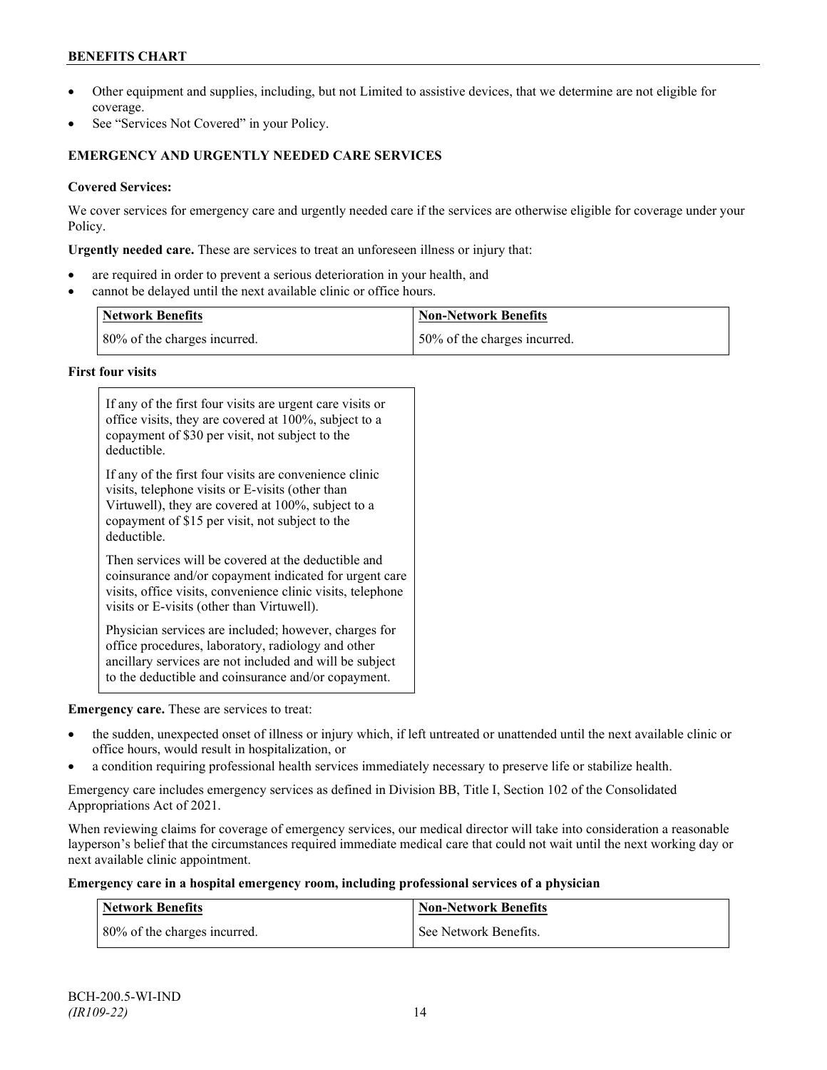- Other equipment and supplies, including, but not Limited to assistive devices, that we determine are not eligible for coverage.
- See "Services Not Covered" in your Policy.

## EMERGENCY AND URGENTLY NEEDED CARE SERVICES

**Covered Services:**

We cover services for emergency care and urgently needed care if the services are otherwise eligible for coverage under your Policy.

**Urgently needed care.** These are services to treat an unforeseen illness or injury that:

- are required in order to prevent a serious deterioration in your health, and
- cannot be delayed until the next available clinic or office hours.

| Network Benefits | Non-Network Benefits |
|---|---|
| 80% of the charges incurred. | 50% of the charges incurred. |

**First four visits**

If any of the first four visits are urgent care visits or office visits, they are covered at 100%, subject to a copayment of $30 per visit, not subject to the deductible.

If any of the first four visits are convenience clinic visits, telephone visits or E-visits (other than Virtuwell), they are covered at 100%, subject to a copayment of $15 per visit, not subject to the deductible.

Then services will be covered at the deductible and coinsurance and/or copayment indicated for urgent care visits, office visits, convenience clinic visits, telephone visits or E-visits (other than Virtuwell).

Physician services are included; however, charges for office procedures, laboratory, radiology and other ancillary services are not included and will be subject to the deductible and coinsurance and/or copayment.

**Emergency care.** These are services to treat:

- the sudden, unexpected onset of illness or injury which, if left untreated or unattended until the next available clinic or office hours, would result in hospitalization, or
- a condition requiring professional health services immediately necessary to preserve life or stabilize health.

Emergency care includes emergency services as defined in Division BB, Title I, Section 102 of the Consolidated Appropriations Act of 2021.

When reviewing claims for coverage of emergency services, our medical director will take into consideration a reasonable layperson's belief that the circumstances required immediate medical care that could not wait until the next working day or next available clinic appointment.

**Emergency care in a hospital emergency room, including professional services of a physician**

| Network Benefits | Non-Network Benefits |
|---|---|
| 80% of the charges incurred. | See Network Benefits. |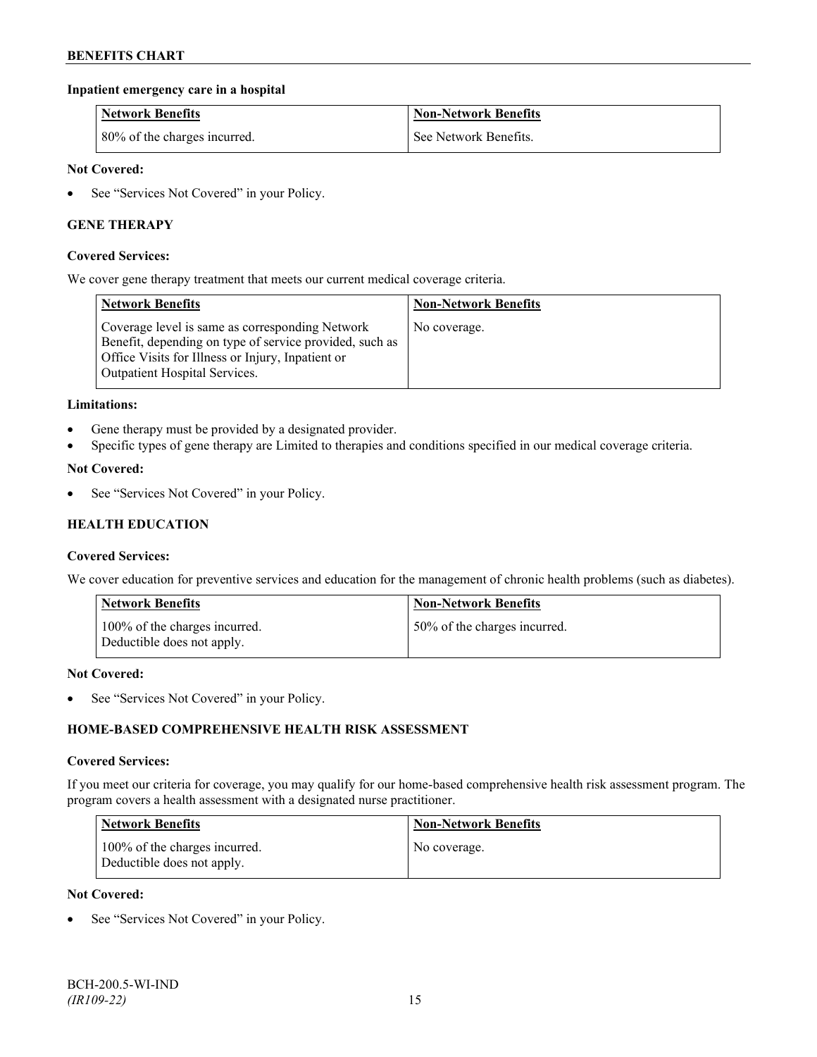**Inpatient emergency care in a hospital**

| Network Benefits | Non-Network Benefits |
|---|---|
| 80% of the charges incurred. | See Network Benefits. |

**Not Covered:**

- See "Services Not Covered" in your Policy.

**GENE THERAPY**

**Covered Services:**

We cover gene therapy treatment that meets our current medical coverage criteria.

| Network Benefits | Non-Network Benefits |
|---|---|
| Coverage level is same as corresponding Network Benefit, depending on type of service provided, such as Office Visits for Illness or Injury, Inpatient or Outpatient Hospital Services. | No coverage. |

**Limitations:**

- Gene therapy must be provided by a designated provider.
- Specific types of gene therapy are Limited to therapies and conditions specified in our medical coverage criteria.

**Not Covered:**

- See "Services Not Covered" in your Policy.

**HEALTH EDUCATION**

**Covered Services:**

We cover education for preventive services and education for the management of chronic health problems (such as diabetes).

| Network Benefits | Non-Network Benefits |
|---|---|
| 100% of the charges incurred. Deductible does not apply. | 50% of the charges incurred. |

**Not Covered:**

- See "Services Not Covered" in your Policy.

**HOME-BASED COMPREHENSIVE HEALTH RISK ASSESSMENT**

**Covered Services:**

If you meet our criteria for coverage, you may qualify for our home-based comprehensive health risk assessment program. The program covers a health assessment with a designated nurse practitioner.

| Network Benefits | Non-Network Benefits |
|---|---|
| 100% of the charges incurred. Deductible does not apply. | No coverage. |

**Not Covered:**

- See "Services Not Covered" in your Policy.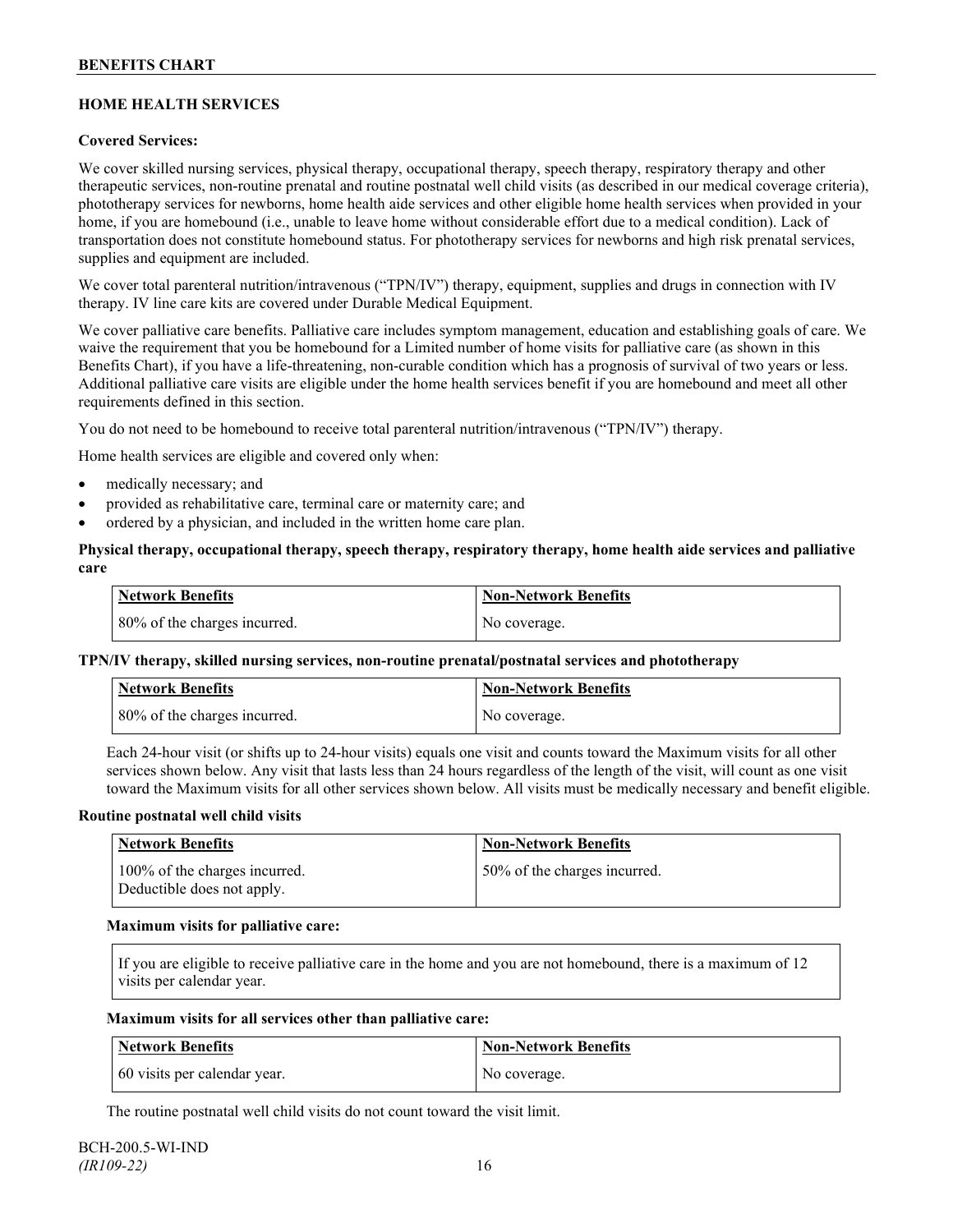## HOME HEALTH SERVICES

**Covered Services:**

We cover skilled nursing services, physical therapy, occupational therapy, speech therapy, respiratory therapy and other therapeutic services, non-routine prenatal and routine postnatal well child visits (as described in our medical coverage criteria), phototherapy services for newborns, home health aide services and other eligible home health services when provided in your home, if you are homebound (i.e., unable to leave home without considerable effort due to a medical condition). Lack of transportation does not constitute homebound status. For phototherapy services for newborns and high risk prenatal services, supplies and equipment are included.

We cover total parenteral nutrition/intravenous ("TPN/IV") therapy, equipment, supplies and drugs in connection with IV therapy. IV line care kits are covered under Durable Medical Equipment.

We cover palliative care benefits. Palliative care includes symptom management, education and establishing goals of care. We waive the requirement that you be homebound for a Limited number of home visits for palliative care (as shown in this Benefits Chart), if you have a life-threatening, non-curable condition which has a prognosis of survival of two years or less. Additional palliative care visits are eligible under the home health services benefit if you are homebound and meet all other requirements defined in this section.

You do not need to be homebound to receive total parenteral nutrition/intravenous ("TPN/IV") therapy.

Home health services are eligible and covered only when:

- medically necessary; and
- provided as rehabilitative care, terminal care or maternity care; and
- ordered by a physician, and included in the written home care plan.

**Physical therapy, occupational therapy, speech therapy, respiratory therapy, home health aide services and palliative care**

| Network Benefits | Non-Network Benefits |
|---|---|
| 80% of the charges incurred. | No coverage. |

**TPN/IV therapy, skilled nursing services, non-routine prenatal/postnatal services and phototherapy**

| Network Benefits | Non-Network Benefits |
|---|---|
| 80% of the charges incurred. | No coverage. |

Each 24-hour visit (or shifts up to 24-hour visits) equals one visit and counts toward the Maximum visits for all other services shown below. Any visit that lasts less than 24 hours regardless of the length of the visit, will count as one visit toward the Maximum visits for all other services shown below. All visits must be medically necessary and benefit eligible.

**Routine postnatal well child visits**

| Network Benefits | Non-Network Benefits |
|---|---|
| 100% of the charges incurred. Deductible does not apply. | 50% of the charges incurred. |

**Maximum visits for palliative care:**

If you are eligible to receive palliative care in the home and you are not homebound, there is a maximum of 12 visits per calendar year.

**Maximum visits for all services other than palliative care:**

| Network Benefits | Non-Network Benefits |
|---|---|
| 60 visits per calendar year. | No coverage. |

The routine postnatal well child visits do not count toward the visit limit.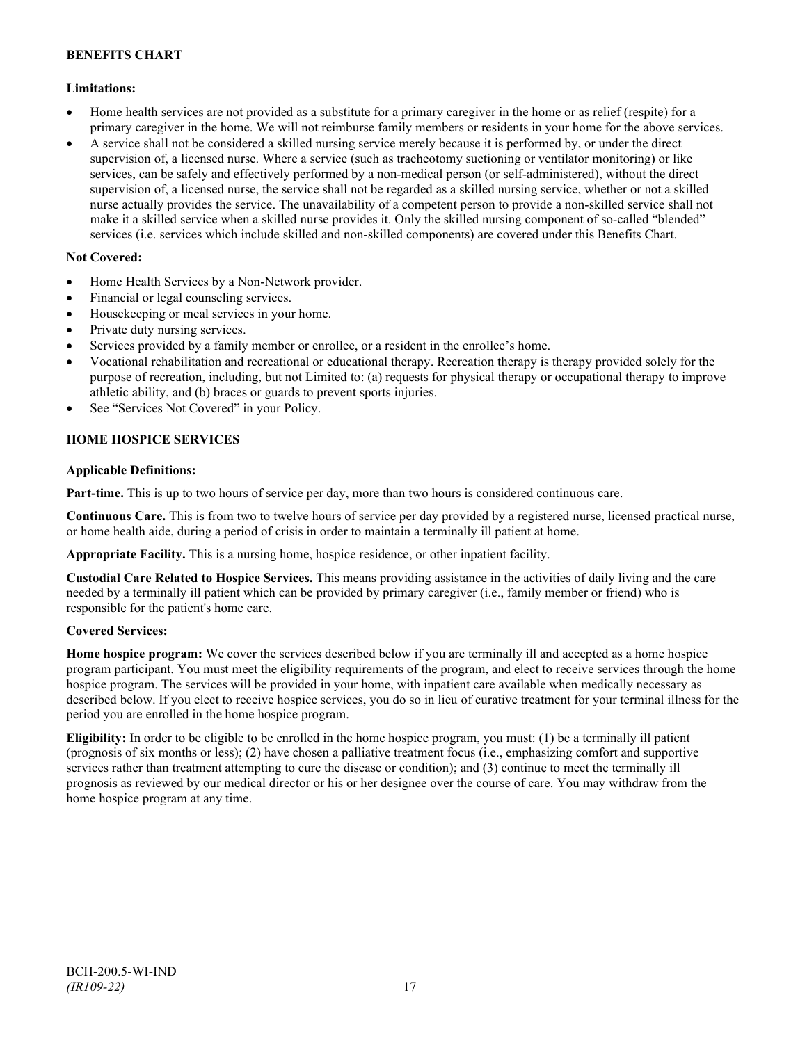**Limitations:**

- Home health services are not provided as a substitute for a primary caregiver in the home or as relief (respite) for a primary caregiver in the home. We will not reimburse family members or residents in your home for the above services.
- A service shall not be considered a skilled nursing service merely because it is performed by, or under the direct supervision of, a licensed nurse. Where a service (such as tracheotomy suctioning or ventilator monitoring) or like services, can be safely and effectively performed by a non-medical person (or self-administered), without the direct supervision of, a licensed nurse, the service shall not be regarded as a skilled nursing service, whether or not a skilled nurse actually provides the service. The unavailability of a competent person to provide a non-skilled service shall not make it a skilled service when a skilled nurse provides it. Only the skilled nursing component of so-called "blended" services (i.e. services which include skilled and non-skilled components) are covered under this Benefits Chart.

**Not Covered:**

- Home Health Services by a Non-Network provider.
- Financial or legal counseling services.
- Housekeeping or meal services in your home.
- Private duty nursing services.
- Services provided by a family member or enrollee, or a resident in the enrollee's home.
- Vocational rehabilitation and recreational or educational therapy. Recreation therapy is therapy provided solely for the purpose of recreation, including, but not Limited to: (a) requests for physical therapy or occupational therapy to improve athletic ability, and (b) braces or guards to prevent sports injuries.
- See "Services Not Covered" in your Policy.

**HOME HOSPICE SERVICES**

**Applicable Definitions:**

**Part-time.** This is up to two hours of service per day, more than two hours is considered continuous care.

**Continuous Care.** This is from two to twelve hours of service per day provided by a registered nurse, licensed practical nurse, or home health aide, during a period of crisis in order to maintain a terminally ill patient at home.

**Appropriate Facility.** This is a nursing home, hospice residence, or other inpatient facility.

**Custodial Care Related to Hospice Services.** This means providing assistance in the activities of daily living and the care needed by a terminally ill patient which can be provided by primary caregiver (i.e., family member or friend) who is responsible for the patient's home care.

**Covered Services:**

**Home hospice program:** We cover the services described below if you are terminally ill and accepted as a home hospice program participant. You must meet the eligibility requirements of the program, and elect to receive services through the home hospice program. The services will be provided in your home, with inpatient care available when medically necessary as described below. If you elect to receive hospice services, you do so in lieu of curative treatment for your terminal illness for the period you are enrolled in the home hospice program.

**Eligibility:** In order to be eligible to be enrolled in the home hospice program, you must: (1) be a terminally ill patient (prognosis of six months or less); (2) have chosen a palliative treatment focus (i.e., emphasizing comfort and supportive services rather than treatment attempting to cure the disease or condition); and (3) continue to meet the terminally ill prognosis as reviewed by our medical director or his or her designee over the course of care. You may withdraw from the home hospice program at any time.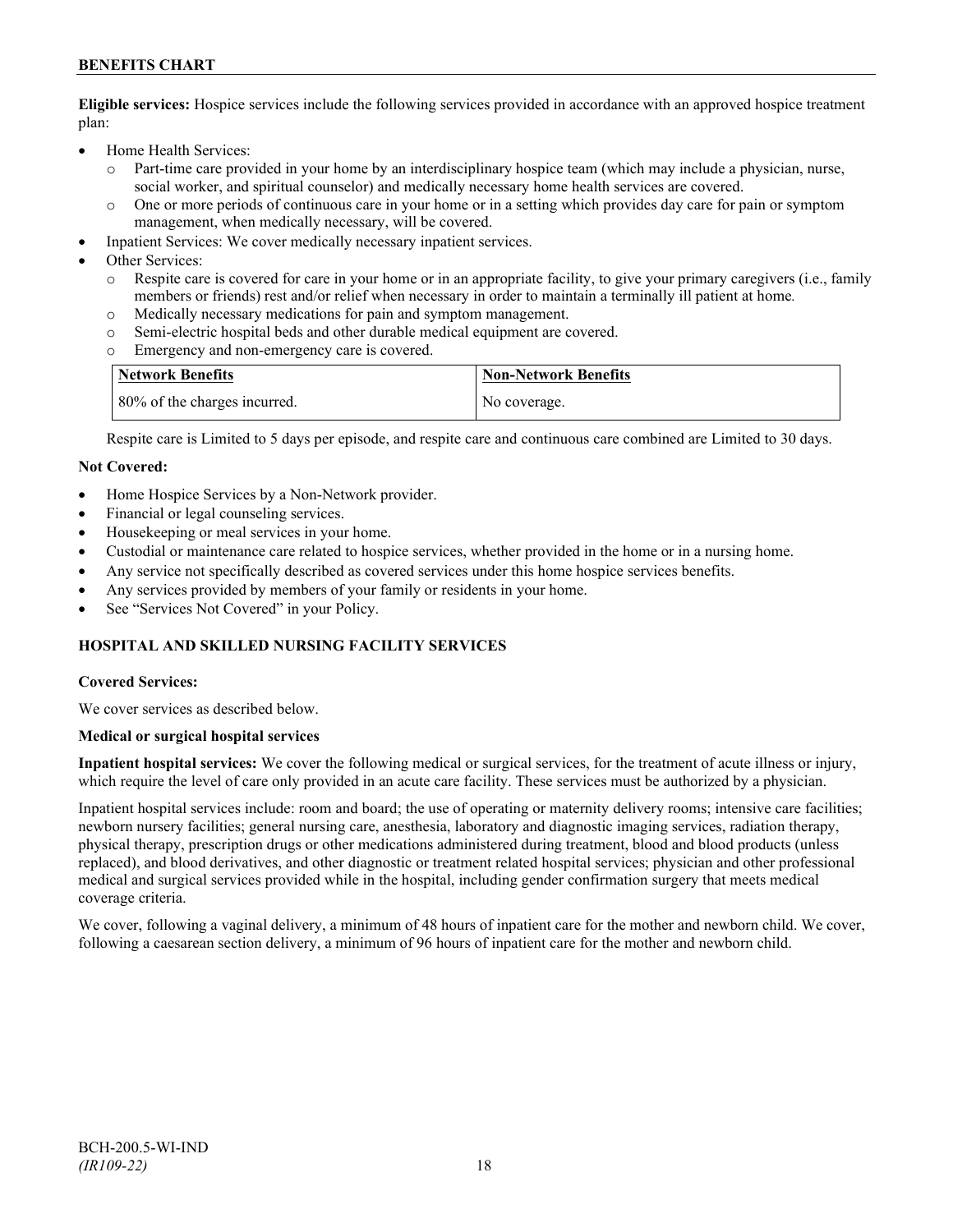**Eligible services:** Hospice services include the following services provided in accordance with an approved hospice treatment plan:

- Home Health Services:
  - o Part-time care provided in your home by an interdisciplinary hospice team (which may include a physician, nurse, social worker, and spiritual counselor) and medically necessary home health services are covered.
  - o One or more periods of continuous care in your home or in a setting which provides day care for pain or symptom management, when medically necessary, will be covered.
- Inpatient Services: We cover medically necessary inpatient services.
- Other Services:
  - o Respite care is covered for care in your home or in an appropriate facility, to give your primary caregivers (i.e., family members or friends) rest and/or relief when necessary in order to maintain a terminally ill patient at home.
  - o Medically necessary medications for pain and symptom management.
  - o Semi-electric hospital beds and other durable medical equipment are covered.
  - o Emergency and non-emergency care is covered.

| Network Benefits | Non-Network Benefits |
|---|---|
| 80% of the charges incurred. | No coverage. |

Respite care is Limited to 5 days per episode, and respite care and continuous care combined are Limited to 30 days.

**Not Covered:**

- Home Hospice Services by a Non-Network provider.
- Financial or legal counseling services.
- Housekeeping or meal services in your home.
- Custodial or maintenance care related to hospice services, whether provided in the home or in a nursing home.
- Any service not specifically described as covered services under this home hospice services benefits.
- Any services provided by members of your family or residents in your home.
- See "Services Not Covered" in your Policy.

## HOSPITAL AND SKILLED NURSING FACILITY SERVICES

**Covered Services:**

We cover services as described below.

**Medical or surgical hospital services**

**Inpatient hospital services:** We cover the following medical or surgical services, for the treatment of acute illness or injury, which require the level of care only provided in an acute care facility. These services must be authorized by a physician.

Inpatient hospital services include: room and board; the use of operating or maternity delivery rooms; intensive care facilities; newborn nursery facilities; general nursing care, anesthesia, laboratory and diagnostic imaging services, radiation therapy, physical therapy, prescription drugs or other medications administered during treatment, blood and blood products (unless replaced), and blood derivatives, and other diagnostic or treatment related hospital services; physician and other professional medical and surgical services provided while in the hospital, including gender confirmation surgery that meets medical coverage criteria.

We cover, following a vaginal delivery, a minimum of 48 hours of inpatient care for the mother and newborn child. We cover, following a caesarean section delivery, a minimum of 96 hours of inpatient care for the mother and newborn child.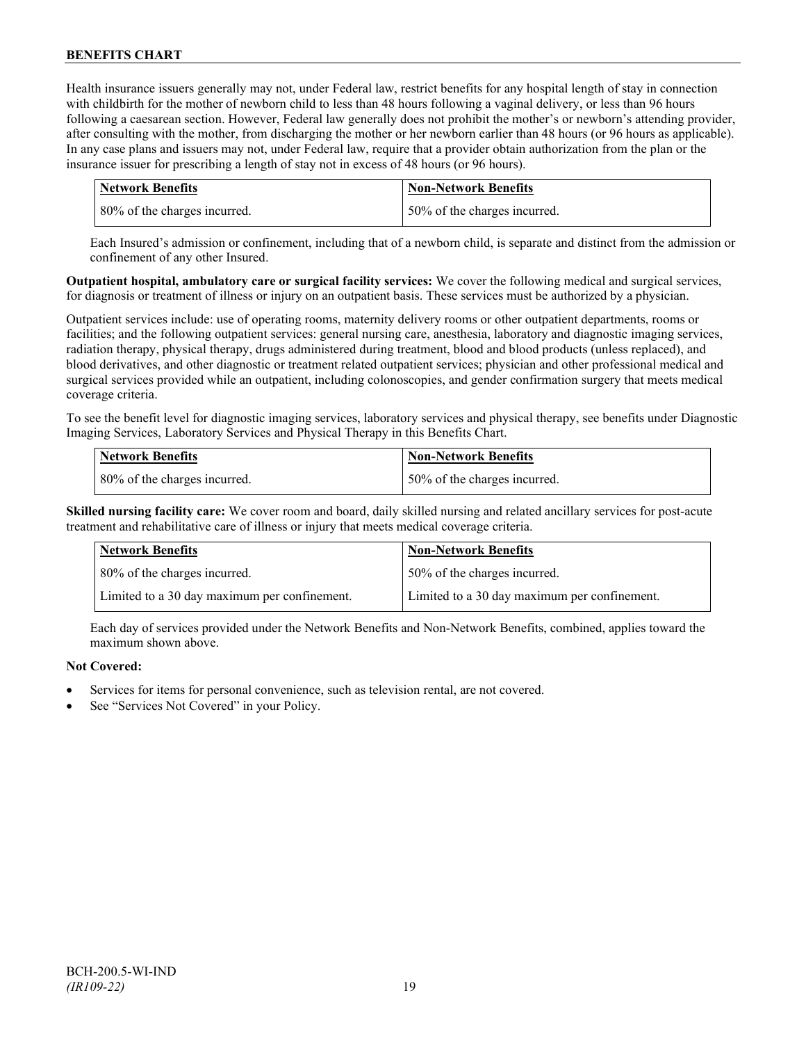Health insurance issuers generally may not, under Federal law, restrict benefits for any hospital length of stay in connection with childbirth for the mother of newborn child to less than 48 hours following a vaginal delivery, or less than 96 hours following a caesarean section. However, Federal law generally does not prohibit the mother's or newborn's attending provider, after consulting with the mother, from discharging the mother or her newborn earlier than 48 hours (or 96 hours as applicable). In any case plans and issuers may not, under Federal law, require that a provider obtain authorization from the plan or the insurance issuer for prescribing a length of stay not in excess of 48 hours (or 96 hours).

| Network Benefits | Non-Network Benefits |
|---|---|
| 80% of the charges incurred. | 50% of the charges incurred. |

Each Insured's admission or confinement, including that of a newborn child, is separate and distinct from the admission or confinement of any other Insured.

**Outpatient hospital, ambulatory care or surgical facility services:** We cover the following medical and surgical services, for diagnosis or treatment of illness or injury on an outpatient basis. These services must be authorized by a physician.

Outpatient services include: use of operating rooms, maternity delivery rooms or other outpatient departments, rooms or facilities; and the following outpatient services: general nursing care, anesthesia, laboratory and diagnostic imaging services, radiation therapy, physical therapy, drugs administered during treatment, blood and blood products (unless replaced), and blood derivatives, and other diagnostic or treatment related outpatient services; physician and other professional medical and surgical services provided while an outpatient, including colonoscopies, and gender confirmation surgery that meets medical coverage criteria.

To see the benefit level for diagnostic imaging services, laboratory services and physical therapy, see benefits under Diagnostic Imaging Services, Laboratory Services and Physical Therapy in this Benefits Chart.

| Network Benefits | Non-Network Benefits |
|---|---|
| 80% of the charges incurred. | 50% of the charges incurred. |

**Skilled nursing facility care:** We cover room and board, daily skilled nursing and related ancillary services for post-acute treatment and rehabilitative care of illness or injury that meets medical coverage criteria.

| Network Benefits | Non-Network Benefits |
|---|---|
| 80% of the charges incurred. | 50% of the charges incurred. |
| Limited to a 30 day maximum per confinement. | Limited to a 30 day maximum per confinement. |

Each day of services provided under the Network Benefits and Non-Network Benefits, combined, applies toward the maximum shown above.

**Not Covered:**

- Services for items for personal convenience, such as television rental, are not covered.
- See "Services Not Covered" in your Policy.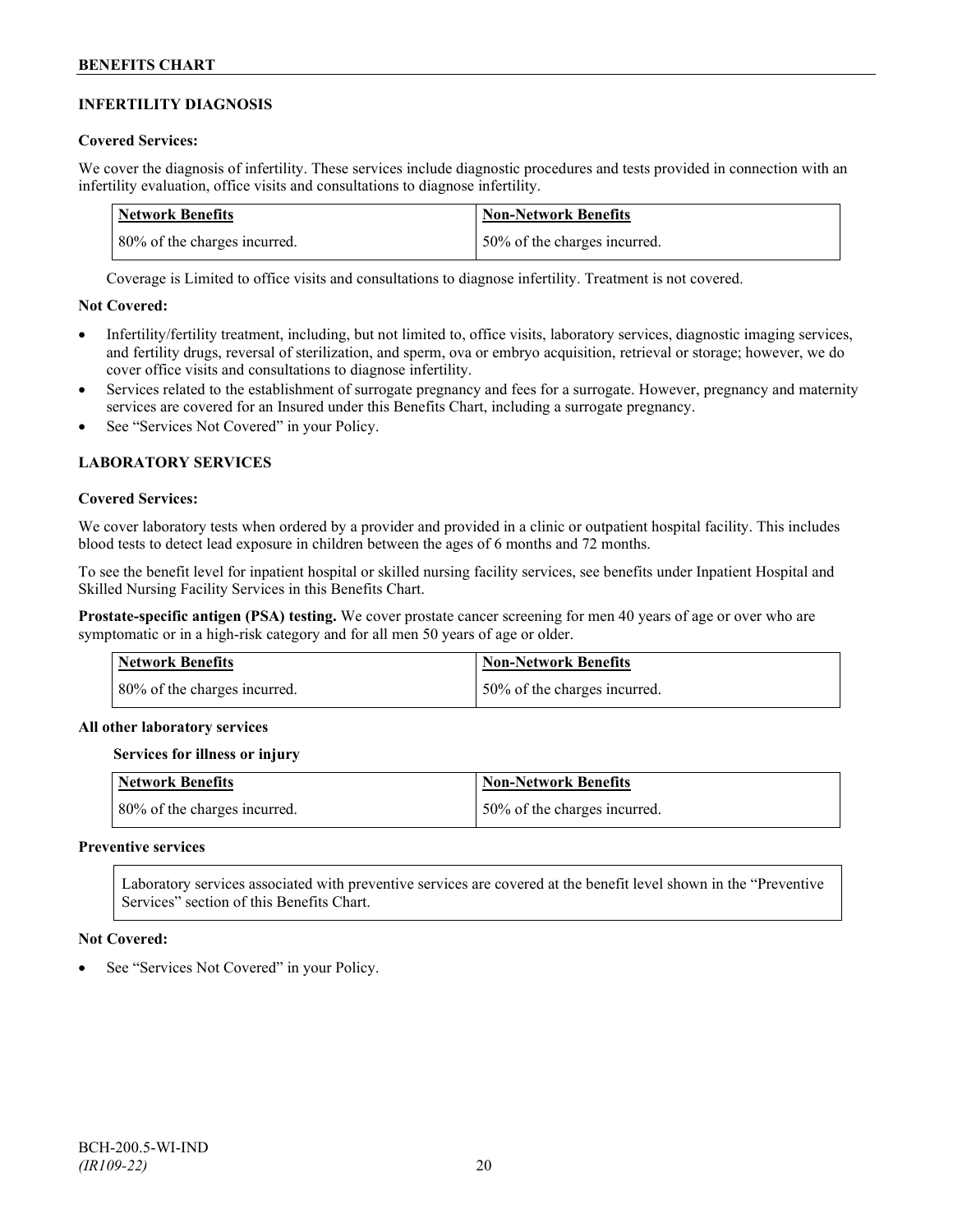## INFERTILITY DIAGNOSIS

**Covered Services:**

We cover the diagnosis of infertility. These services include diagnostic procedures and tests provided in connection with an infertility evaluation, office visits and consultations to diagnose infertility.

| Network Benefits | Non-Network Benefits |
|---|---|
| 80% of the charges incurred. | 50% of the charges incurred. |

Coverage is Limited to office visits and consultations to diagnose infertility. Treatment is not covered.

**Not Covered:**

- Infertility/fertility treatment, including, but not limited to, office visits, laboratory services, diagnostic imaging services, and fertility drugs, reversal of sterilization, and sperm, ova or embryo acquisition, retrieval or storage; however, we do cover office visits and consultations to diagnose infertility.
- Services related to the establishment of surrogate pregnancy and fees for a surrogate. However, pregnancy and maternity services are covered for an Insured under this Benefits Chart, including a surrogate pregnancy.
- See "Services Not Covered" in your Policy.

## LABORATORY SERVICES

**Covered Services:**

We cover laboratory tests when ordered by a provider and provided in a clinic or outpatient hospital facility. This includes blood tests to detect lead exposure in children between the ages of 6 months and 72 months.

To see the benefit level for inpatient hospital or skilled nursing facility services, see benefits under Inpatient Hospital and Skilled Nursing Facility Services in this Benefits Chart.

**Prostate-specific antigen (PSA) testing.** We cover prostate cancer screening for men 40 years of age or over who are symptomatic or in a high-risk category and for all men 50 years of age or older.

| Network Benefits | Non-Network Benefits |
|---|---|
| 80% of the charges incurred. | 50% of the charges incurred. |

**All other laboratory services**

**Services for illness or injury**

| Network Benefits | Non-Network Benefits |
|---|---|
| 80% of the charges incurred. | 50% of the charges incurred. |

**Preventive services**

Laboratory services associated with preventive services are covered at the benefit level shown in the "Preventive Services" section of this Benefits Chart.

**Not Covered:**

- See "Services Not Covered" in your Policy.

BCH-200.5-WI-IND
*(IR109-22)*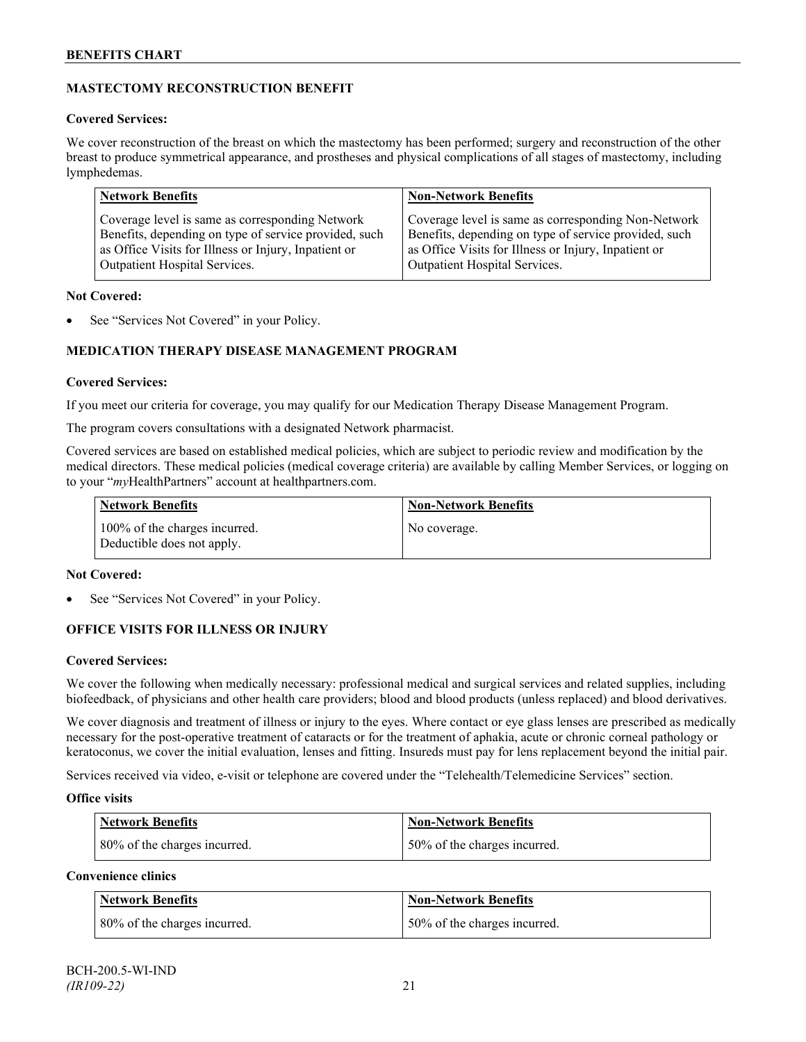## MASTECTOMY RECONSTRUCTION BENEFIT

**Covered Services:**

We cover reconstruction of the breast on which the mastectomy has been performed; surgery and reconstruction of the other breast to produce symmetrical appearance, and prostheses and physical complications of all stages of mastectomy, including lymphedemas.

| Network Benefits | Non-Network Benefits |
|---|---|
| Coverage level is same as corresponding Network Benefits, depending on type of service provided, such as Office Visits for Illness or Injury, Inpatient or Outpatient Hospital Services. | Coverage level is same as corresponding Non-Network Benefits, depending on type of service provided, such as Office Visits for Illness or Injury, Inpatient or Outpatient Hospital Services. |

**Not Covered:**

- See "Services Not Covered" in your Policy.

## MEDICATION THERAPY DISEASE MANAGEMENT PROGRAM

**Covered Services:**

If you meet our criteria for coverage, you may qualify for our Medication Therapy Disease Management Program.

The program covers consultations with a designated Network pharmacist.

Covered services are based on established medical policies, which are subject to periodic review and modification by the medical directors. These medical policies (medical coverage criteria) are available by calling Member Services, or logging on to your "*my*HealthPartners" account at healthpartners.com.

| Network Benefits | Non-Network Benefits |
|---|---|
| 100% of the charges incurred. Deductible does not apply. | No coverage. |

**Not Covered:**

- See "Services Not Covered" in your Policy.

## OFFICE VISITS FOR ILLNESS OR INJURY

**Covered Services:**

We cover the following when medically necessary: professional medical and surgical services and related supplies, including biofeedback, of physicians and other health care providers; blood and blood products (unless replaced) and blood derivatives.

We cover diagnosis and treatment of illness or injury to the eyes. Where contact or eye glass lenses are prescribed as medically necessary for the post-operative treatment of cataracts or for the treatment of aphakia, acute or chronic corneal pathology or keratoconus, we cover the initial evaluation, lenses and fitting. Insureds must pay for lens replacement beyond the initial pair.

Services received via video, e-visit or telephone are covered under the "Telehealth/Telemedicine Services" section.

**Office visits**

| Network Benefits | Non-Network Benefits |
|---|---|
| 80% of the charges incurred. | 50% of the charges incurred. |

**Convenience clinics**

| Network Benefits | Non-Network Benefits |
|---|---|
| 80% of the charges incurred. | 50% of the charges incurred. |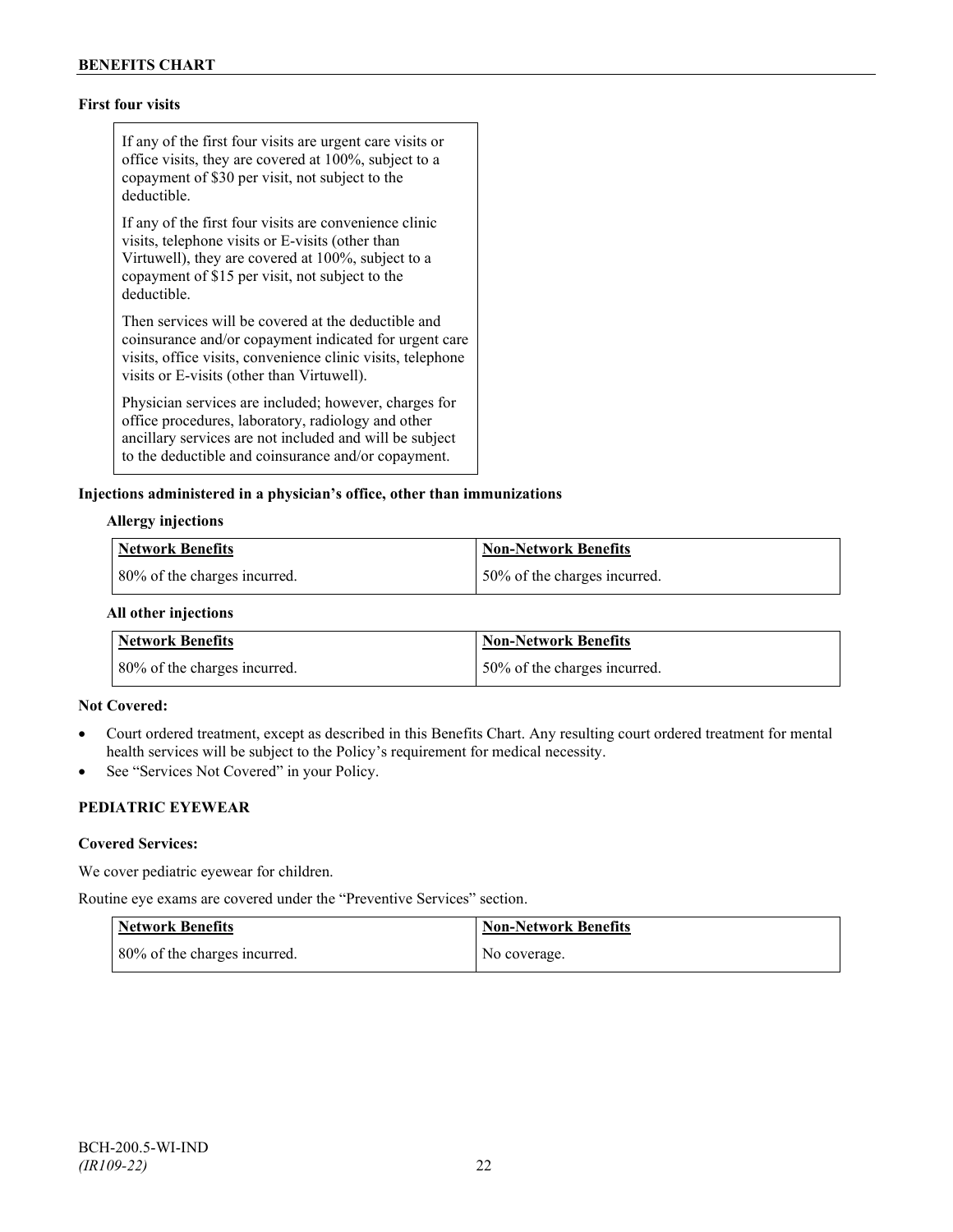**First four visits**

If any of the first four visits are urgent care visits or office visits, they are covered at 100%, subject to a copayment of $30 per visit, not subject to the deductible.

If any of the first four visits are convenience clinic visits, telephone visits or E-visits (other than Virtuwell), they are covered at 100%, subject to a copayment of $15 per visit, not subject to the deductible.

Then services will be covered at the deductible and coinsurance and/or copayment indicated for urgent care visits, office visits, convenience clinic visits, telephone visits or E-visits (other than Virtuwell).

Physician services are included; however, charges for office procedures, laboratory, radiology and other ancillary services are not included and will be subject to the deductible and coinsurance and/or copayment.

**Injections administered in a physician's office, other than immunizations**

**Allergy injections**

| Network Benefits | Non-Network Benefits |
|---|---|
| 80% of the charges incurred. | 50% of the charges incurred. |

**All other injections**

| Network Benefits | Non-Network Benefits |
|---|---|
| 80% of the charges incurred. | 50% of the charges incurred. |

**Not Covered:**

- Court ordered treatment, except as described in this Benefits Chart. Any resulting court ordered treatment for mental health services will be subject to the Policy's requirement for medical necessity.
- See "Services Not Covered" in your Policy.

## PEDIATRIC EYEWEAR

**Covered Services:**

We cover pediatric eyewear for children.

Routine eye exams are covered under the "Preventive Services" section.

| Network Benefits | Non-Network Benefits |
|---|---|
| 80% of the charges incurred. | No coverage. |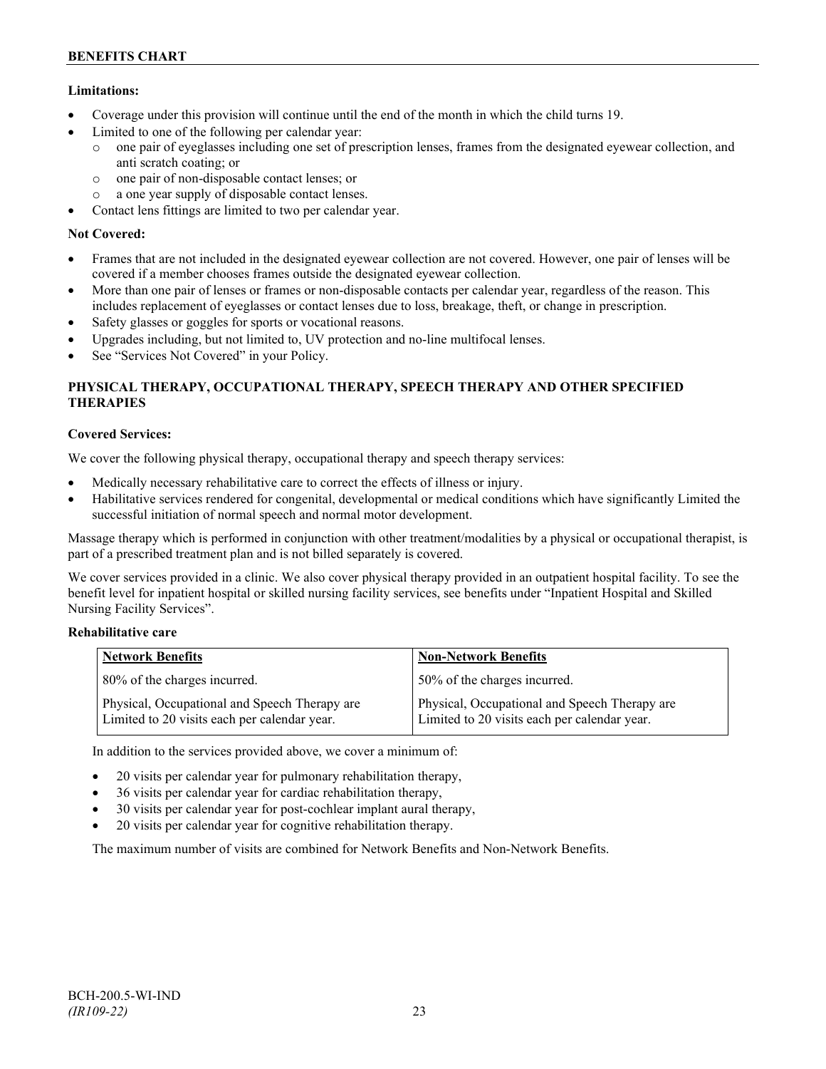**Limitations:**

- Coverage under this provision will continue until the end of the month in which the child turns 19.
- Limited to one of the following per calendar year:
  - o one pair of eyeglasses including one set of prescription lenses, frames from the designated eyewear collection, and anti scratch coating; or
  - o one pair of non-disposable contact lenses; or
  - o a one year supply of disposable contact lenses.
- Contact lens fittings are limited to two per calendar year.

**Not Covered:**

- Frames that are not included in the designated eyewear collection are not covered. However, one pair of lenses will be covered if a member chooses frames outside the designated eyewear collection.
- More than one pair of lenses or frames or non-disposable contacts per calendar year, regardless of the reason. This includes replacement of eyeglasses or contact lenses due to loss, breakage, theft, or change in prescription.
- Safety glasses or goggles for sports or vocational reasons.
- Upgrades including, but not limited to, UV protection and no-line multifocal lenses.
- See "Services Not Covered" in your Policy.

## PHYSICAL THERAPY, OCCUPATIONAL THERAPY, SPEECH THERAPY AND OTHER SPECIFIED THERAPIES

**Covered Services:**

We cover the following physical therapy, occupational therapy and speech therapy services:

- Medically necessary rehabilitative care to correct the effects of illness or injury.
- Habilitative services rendered for congenital, developmental or medical conditions which have significantly Limited the successful initiation of normal speech and normal motor development.

Massage therapy which is performed in conjunction with other treatment/modalities by a physical or occupational therapist, is part of a prescribed treatment plan and is not billed separately is covered.

We cover services provided in a clinic. We also cover physical therapy provided in an outpatient hospital facility. To see the benefit level for inpatient hospital or skilled nursing facility services, see benefits under "Inpatient Hospital and Skilled Nursing Facility Services".

**Rehabilitative care**

| Network Benefits | Non-Network Benefits |
|---|---|
| 80% of the charges incurred. | 50% of the charges incurred. |
| Physical, Occupational and Speech Therapy are Limited to 20 visits each per calendar year. | Physical, Occupational and Speech Therapy are Limited to 20 visits each per calendar year. |

In addition to the services provided above, we cover a minimum of:

- 20 visits per calendar year for pulmonary rehabilitation therapy,
- 36 visits per calendar year for cardiac rehabilitation therapy,
- 30 visits per calendar year for post-cochlear implant aural therapy,
- 20 visits per calendar year for cognitive rehabilitation therapy.

The maximum number of visits are combined for Network Benefits and Non-Network Benefits.

BCH-200.5-WI-IND
*(IR109-22)*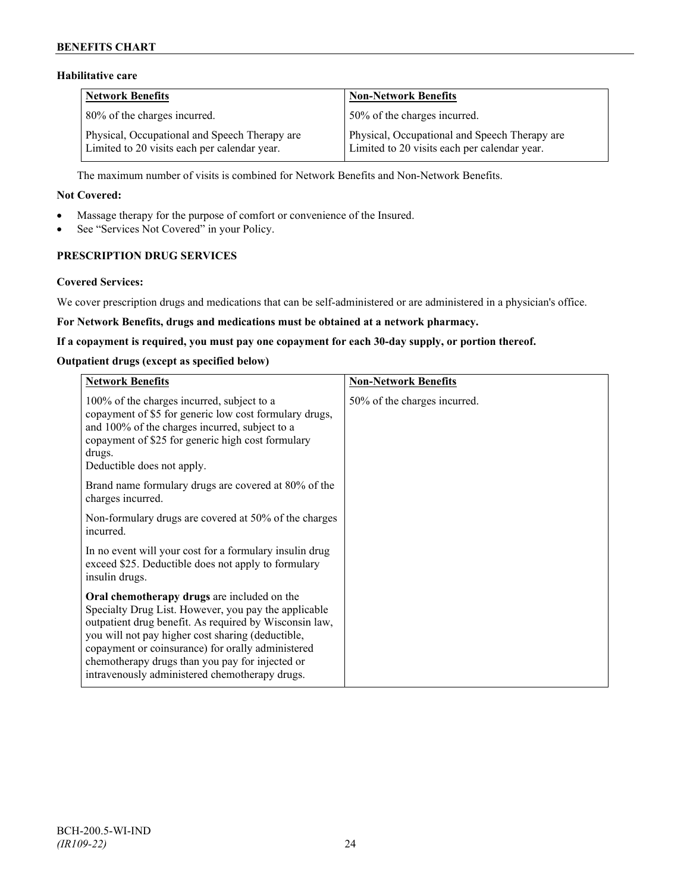**Habilitative care**

| Network Benefits | Non-Network Benefits |
|---|---|
| 80% of the charges incurred.<br><br>Physical, Occupational and Speech Therapy are Limited to 20 visits each per calendar year. | 50% of the charges incurred.<br><br>Physical, Occupational and Speech Therapy are Limited to 20 visits each per calendar year. |

The maximum number of visits is combined for Network Benefits and Non-Network Benefits.

**Not Covered:**

- Massage therapy for the purpose of comfort or convenience of the Insured.
- See "Services Not Covered" in your Policy.

**PRESCRIPTION DRUG SERVICES**

**Covered Services:**

We cover prescription drugs and medications that can be self-administered or are administered in a physician's office.

**For Network Benefits, drugs and medications must be obtained at a network pharmacy.**

**If a copayment is required, you must pay one copayment for each 30-day supply, or portion thereof.**

**Outpatient drugs (except as specified below)**

| Network Benefits | Non-Network Benefits |
|---|---|
| 100% of the charges incurred, subject to a copayment of $5 for generic low cost formulary drugs, and 100% of the charges incurred, subject to a copayment of $25 for generic high cost formulary drugs.<br>Deductible does not apply.<br><br>Brand name formulary drugs are covered at 80% of the charges incurred.<br><br>Non-formulary drugs are covered at 50% of the charges incurred.<br><br>In no event will your cost for a formulary insulin drug exceed $25. Deductible does not apply to formulary insulin drugs.<br><br>**Oral chemotherapy drugs** are included on the Specialty Drug List. However, you pay the applicable outpatient drug benefit. As required by Wisconsin law, you will not pay higher cost sharing (deductible, copayment or coinsurance) for orally administered chemotherapy drugs than you pay for injected or intravenously administered chemotherapy drugs. | 50% of the charges incurred. |

BCH-200.5-WI-IND
*(IR109-22)*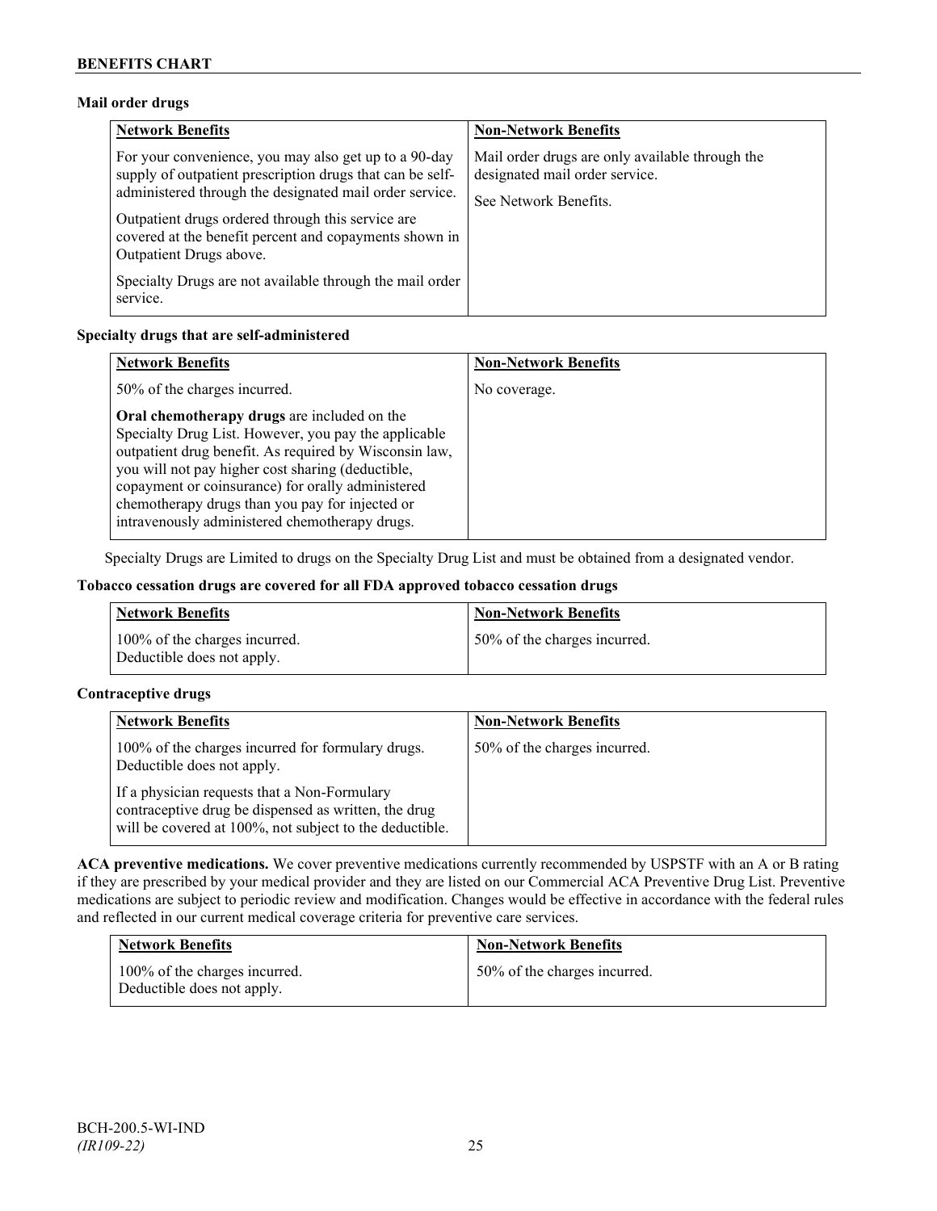**Mail order drugs**

| Network Benefits | Non-Network Benefits |
|---|---|
| For your convenience, you may also get up to a 90-day supply of outpatient prescription drugs that can be self-administered through the designated mail order service.<br><br>Outpatient drugs ordered through this service are covered at the benefit percent and copayments shown in Outpatient Drugs above.<br><br>Specialty Drugs are not available through the mail order service. | Mail order drugs are only available through the designated mail order service.<br><br>See Network Benefits. |

**Specialty drugs that are self-administered**

| Network Benefits | Non-Network Benefits |
|---|---|
| 50% of the charges incurred.<br><br>**Oral chemotherapy drugs** are included on the Specialty Drug List. However, you pay the applicable outpatient drug benefit. As required by Wisconsin law, you will not pay higher cost sharing (deductible, copayment or coinsurance) for orally administered chemotherapy drugs than you pay for injected or intravenously administered chemotherapy drugs. | No coverage. |

Specialty Drugs are Limited to drugs on the Specialty Drug List and must be obtained from a designated vendor.

**Tobacco cessation drugs are covered for all FDA approved tobacco cessation drugs**

| Network Benefits | Non-Network Benefits |
|---|---|
| 100% of the charges incurred.<br>Deductible does not apply. | 50% of the charges incurred. |

**Contraceptive drugs**

| Network Benefits | Non-Network Benefits |
|---|---|
| 100% of the charges incurred for formulary drugs. Deductible does not apply.<br><br>If a physician requests that a Non-Formulary contraceptive drug be dispensed as written, the drug will be covered at 100%, not subject to the deductible. | 50% of the charges incurred. |

**ACA preventive medications.** We cover preventive medications currently recommended by USPSTF with an A or B rating if they are prescribed by your medical provider and they are listed on our Commercial ACA Preventive Drug List. Preventive medications are subject to periodic review and modification. Changes would be effective in accordance with the federal rules and reflected in our current medical coverage criteria for preventive care services.

| Network Benefits | Non-Network Benefits |
|---|---|
| 100% of the charges incurred.<br>Deductible does not apply. | 50% of the charges incurred. |

BCH-200.5-WI-IND
*(IR109-22)*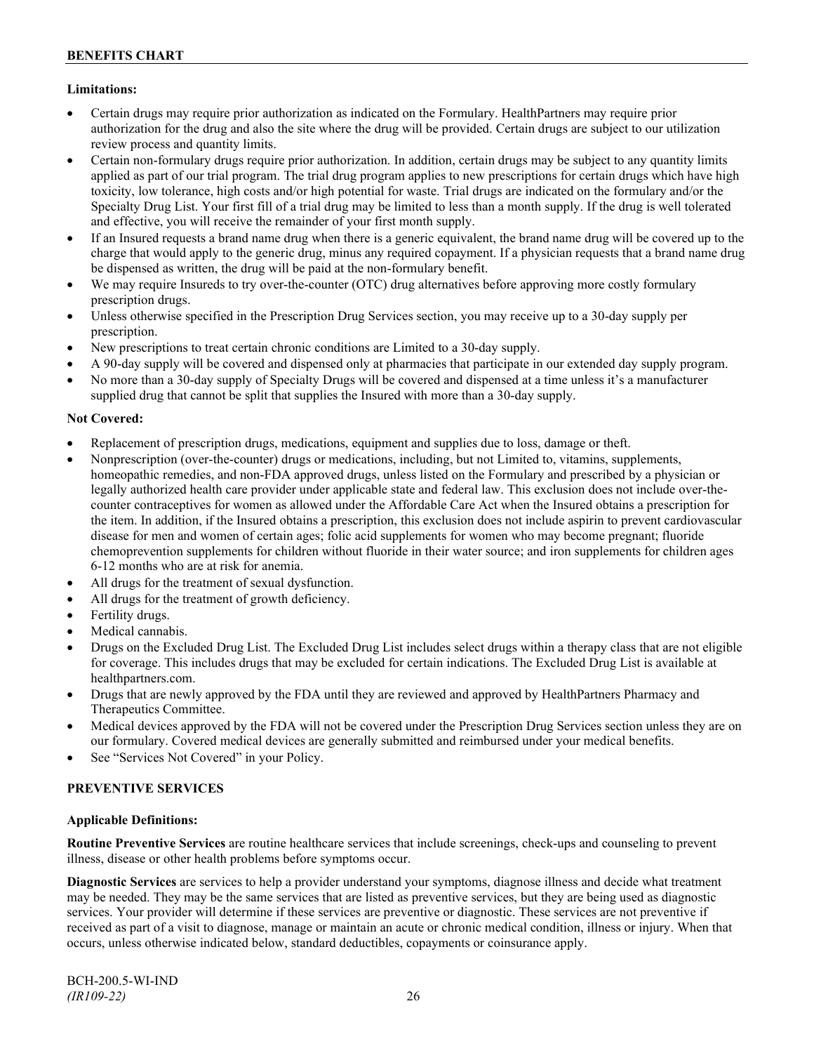**Limitations:**

- Certain drugs may require prior authorization as indicated on the Formulary. HealthPartners may require prior authorization for the drug and also the site where the drug will be provided. Certain drugs are subject to our utilization review process and quantity limits.
- Certain non-formulary drugs require prior authorization. In addition, certain drugs may be subject to any quantity limits applied as part of our trial program. The trial drug program applies to new prescriptions for certain drugs which have high toxicity, low tolerance, high costs and/or high potential for waste. Trial drugs are indicated on the formulary and/or the Specialty Drug List. Your first fill of a trial drug may be limited to less than a month supply. If the drug is well tolerated and effective, you will receive the remainder of your first month supply.
- If an Insured requests a brand name drug when there is a generic equivalent, the brand name drug will be covered up to the charge that would apply to the generic drug, minus any required copayment. If a physician requests that a brand name drug be dispensed as written, the drug will be paid at the non-formulary benefit.
- We may require Insureds to try over-the-counter (OTC) drug alternatives before approving more costly formulary prescription drugs.
- Unless otherwise specified in the Prescription Drug Services section, you may receive up to a 30-day supply per prescription.
- New prescriptions to treat certain chronic conditions are Limited to a 30-day supply.
- A 90-day supply will be covered and dispensed only at pharmacies that participate in our extended day supply program.
- No more than a 30-day supply of Specialty Drugs will be covered and dispensed at a time unless it's a manufacturer supplied drug that cannot be split that supplies the Insured with more than a 30-day supply.

**Not Covered:**

- Replacement of prescription drugs, medications, equipment and supplies due to loss, damage or theft.
- Nonprescription (over-the-counter) drugs or medications, including, but not Limited to, vitamins, supplements, homeopathic remedies, and non-FDA approved drugs, unless listed on the Formulary and prescribed by a physician or legally authorized health care provider under applicable state and federal law. This exclusion does not include over-the-counter contraceptives for women as allowed under the Affordable Care Act when the Insured obtains a prescription for the item. In addition, if the Insured obtains a prescription, this exclusion does not include aspirin to prevent cardiovascular disease for men and women of certain ages; folic acid supplements for women who may become pregnant; fluoride chemoprevention supplements for children without fluoride in their water source; and iron supplements for children ages 6-12 months who are at risk for anemia.
- All drugs for the treatment of sexual dysfunction.
- All drugs for the treatment of growth deficiency.
- Fertility drugs.
- Medical cannabis.
- Drugs on the Excluded Drug List. The Excluded Drug List includes select drugs within a therapy class that are not eligible for coverage. This includes drugs that may be excluded for certain indications. The Excluded Drug List is available at healthpartners.com.
- Drugs that are newly approved by the FDA until they are reviewed and approved by HealthPartners Pharmacy and Therapeutics Committee.
- Medical devices approved by the FDA will not be covered under the Prescription Drug Services section unless they are on our formulary. Covered medical devices are generally submitted and reimbursed under your medical benefits.
- See "Services Not Covered" in your Policy.

## PREVENTIVE SERVICES

**Applicable Definitions:**

**Routine Preventive Services** are routine healthcare services that include screenings, check-ups and counseling to prevent illness, disease or other health problems before symptoms occur.

**Diagnostic Services** are services to help a provider understand your symptoms, diagnose illness and decide what treatment may be needed. They may be the same services that are listed as preventive services, but they are being used as diagnostic services. Your provider will determine if these services are preventive or diagnostic. These services are not preventive if received as part of a visit to diagnose, manage or maintain an acute or chronic medical condition, illness or injury. When that occurs, unless otherwise indicated below, standard deductibles, copayments or coinsurance apply.

BCH-200.5-WI-IND
*(IR109-22)*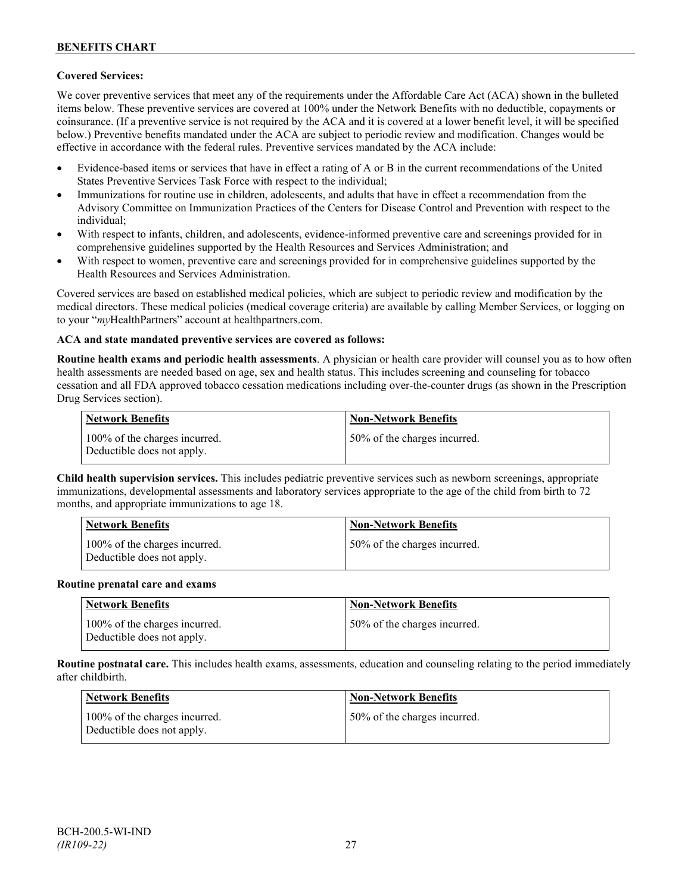**Covered Services:**

We cover preventive services that meet any of the requirements under the Affordable Care Act (ACA) shown in the bulleted items below. These preventive services are covered at 100% under the Network Benefits with no deductible, copayments or coinsurance. (If a preventive service is not required by the ACA and it is covered at a lower benefit level, it will be specified below.) Preventive benefits mandated under the ACA are subject to periodic review and modification. Changes would be effective in accordance with the federal rules. Preventive services mandated by the ACA include:

- Evidence-based items or services that have in effect a rating of A or B in the current recommendations of the United States Preventive Services Task Force with respect to the individual;
- Immunizations for routine use in children, adolescents, and adults that have in effect a recommendation from the Advisory Committee on Immunization Practices of the Centers for Disease Control and Prevention with respect to the individual;
- With respect to infants, children, and adolescents, evidence-informed preventive care and screenings provided for in comprehensive guidelines supported by the Health Resources and Services Administration; and
- With respect to women, preventive care and screenings provided for in comprehensive guidelines supported by the Health Resources and Services Administration.

Covered services are based on established medical policies, which are subject to periodic review and modification by the medical directors. These medical policies (medical coverage criteria) are available by calling Member Services, or logging on to your "*my*HealthPartners" account at healthpartners.com.

**ACA and state mandated preventive services are covered as follows:**

**Routine health exams and periodic health assessments**. A physician or health care provider will counsel you as to how often health assessments are needed based on age, sex and health status. This includes screening and counseling for tobacco cessation and all FDA approved tobacco cessation medications including over-the-counter drugs (as shown in the Prescription Drug Services section).

| Network Benefits | Non-Network Benefits |
|---|---|
| 100% of the charges incurred. Deductible does not apply. | 50% of the charges incurred. |

**Child health supervision services.** This includes pediatric preventive services such as newborn screenings, appropriate immunizations, developmental assessments and laboratory services appropriate to the age of the child from birth to 72 months, and appropriate immunizations to age 18.

| Network Benefits | Non-Network Benefits |
|---|---|
| 100% of the charges incurred. Deductible does not apply. | 50% of the charges incurred. |

**Routine prenatal care and exams**

| Network Benefits | Non-Network Benefits |
|---|---|
| 100% of the charges incurred. Deductible does not apply. | 50% of the charges incurred. |

**Routine postnatal care.** This includes health exams, assessments, education and counseling relating to the period immediately after childbirth.

| Network Benefits | Non-Network Benefits |
|---|---|
| 100% of the charges incurred. Deductible does not apply. | 50% of the charges incurred. |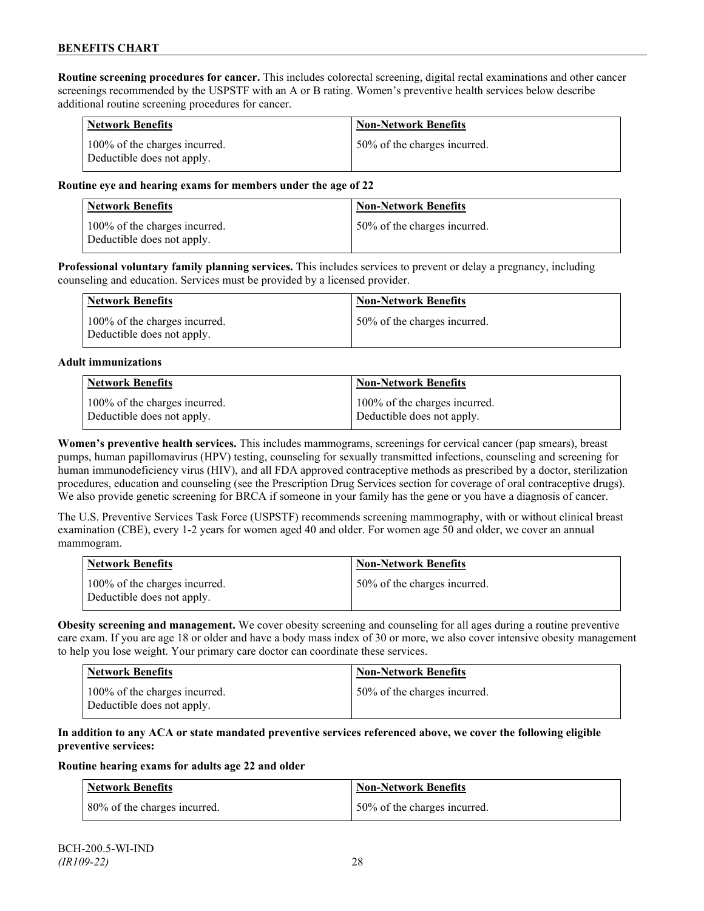**Routine screening procedures for cancer.** This includes colorectal screening, digital rectal examinations and other cancer screenings recommended by the USPSTF with an A or B rating. Women's preventive health services below describe additional routine screening procedures for cancer.

| Network Benefits | Non-Network Benefits |
|---|---|
| 100% of the charges incurred. Deductible does not apply. | 50% of the charges incurred. |

**Routine eye and hearing exams for members under the age of 22**

| Network Benefits | Non-Network Benefits |
|---|---|
| 100% of the charges incurred. Deductible does not apply. | 50% of the charges incurred. |

**Professional voluntary family planning services.** This includes services to prevent or delay a pregnancy, including counseling and education. Services must be provided by a licensed provider.

| Network Benefits | Non-Network Benefits |
|---|---|
| 100% of the charges incurred. Deductible does not apply. | 50% of the charges incurred. |

**Adult immunizations**

| Network Benefits | Non-Network Benefits |
|---|---|
| 100% of the charges incurred. Deductible does not apply. | 100% of the charges incurred. Deductible does not apply. |

**Women's preventive health services.** This includes mammograms, screenings for cervical cancer (pap smears), breast pumps, human papillomavirus (HPV) testing, counseling for sexually transmitted infections, counseling and screening for human immunodeficiency virus (HIV), and all FDA approved contraceptive methods as prescribed by a doctor, sterilization procedures, education and counseling (see the Prescription Drug Services section for coverage of oral contraceptive drugs). We also provide genetic screening for BRCA if someone in your family has the gene or you have a diagnosis of cancer.

The U.S. Preventive Services Task Force (USPSTF) recommends screening mammography, with or without clinical breast examination (CBE), every 1-2 years for women aged 40 and older. For women age 50 and older, we cover an annual mammogram.

| Network Benefits | Non-Network Benefits |
|---|---|
| 100% of the charges incurred. Deductible does not apply. | 50% of the charges incurred. |

**Obesity screening and management.** We cover obesity screening and counseling for all ages during a routine preventive care exam. If you are age 18 or older and have a body mass index of 30 or more, we also cover intensive obesity management to help you lose weight. Your primary care doctor can coordinate these services.

| Network Benefits | Non-Network Benefits |
|---|---|
| 100% of the charges incurred. Deductible does not apply. | 50% of the charges incurred. |

**In addition to any ACA or state mandated preventive services referenced above, we cover the following eligible preventive services:**

**Routine hearing exams for adults age 22 and older**

| Network Benefits | Non-Network Benefits |
|---|---|
| 80% of the charges incurred. | 50% of the charges incurred. |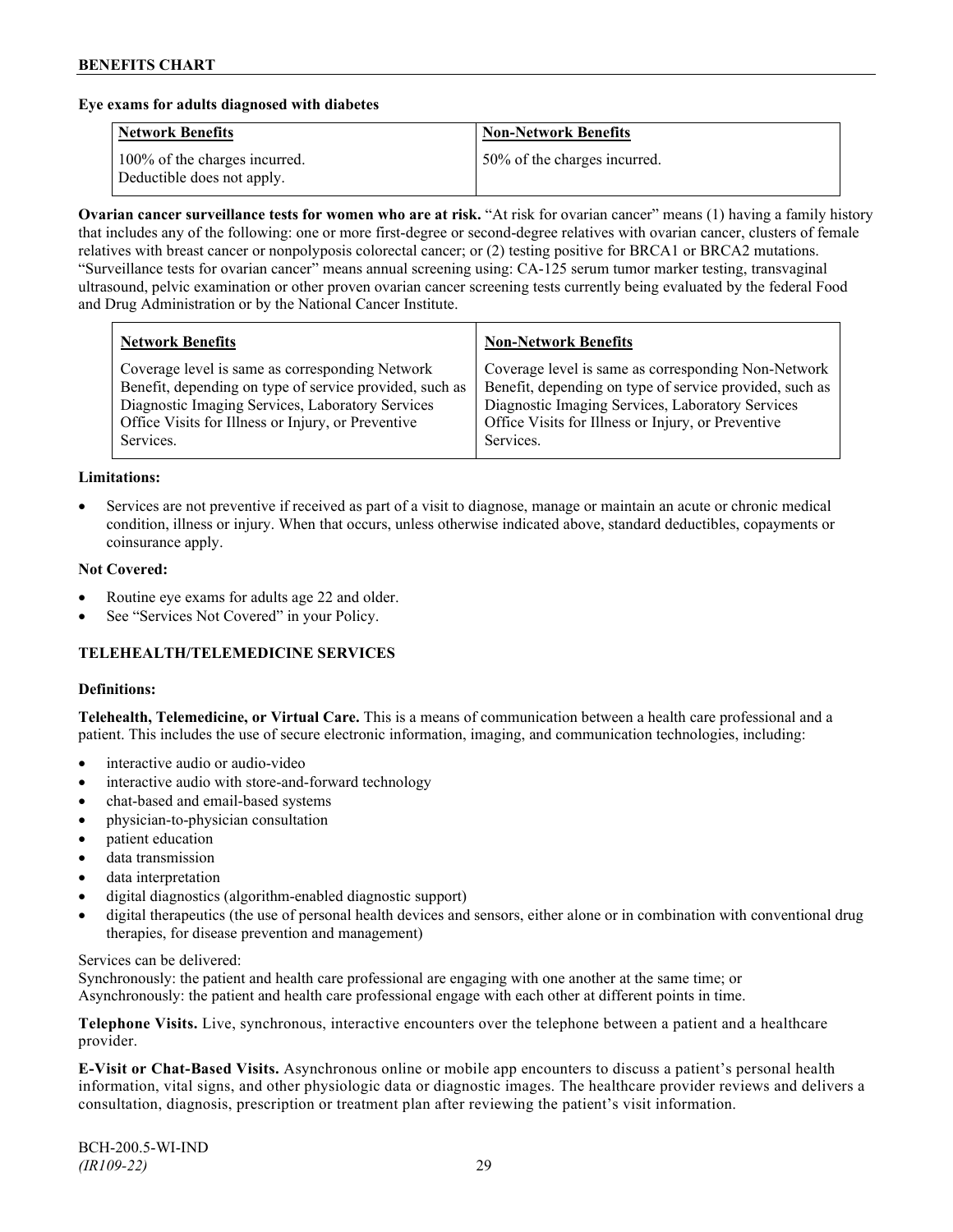**Eye exams for adults diagnosed with diabetes**

| Network Benefits | Non-Network Benefits |
|---|---|
| 100% of the charges incurred. Deductible does not apply. | 50% of the charges incurred. |

**Ovarian cancer surveillance tests for women who are at risk.** "At risk for ovarian cancer" means (1) having a family history that includes any of the following: one or more first-degree or second-degree relatives with ovarian cancer, clusters of female relatives with breast cancer or nonpolyposis colorectal cancer; or (2) testing positive for BRCA1 or BRCA2 mutations. "Surveillance tests for ovarian cancer" means annual screening using: CA-125 serum tumor marker testing, transvaginal ultrasound, pelvic examination or other proven ovarian cancer screening tests currently being evaluated by the federal Food and Drug Administration or by the National Cancer Institute.

| Network Benefits | Non-Network Benefits |
|---|---|
| Coverage level is same as corresponding Network Benefit, depending on type of service provided, such as Diagnostic Imaging Services, Laboratory Services Office Visits for Illness or Injury, or Preventive Services. | Coverage level is same as corresponding Non-Network Benefit, depending on type of service provided, such as Diagnostic Imaging Services, Laboratory Services Office Visits for Illness or Injury, or Preventive Services. |

**Limitations:**

- Services are not preventive if received as part of a visit to diagnose, manage or maintain an acute or chronic medical condition, illness or injury. When that occurs, unless otherwise indicated above, standard deductibles, copayments or coinsurance apply.

**Not Covered:**

- Routine eye exams for adults age 22 and older.
- See "Services Not Covered" in your Policy.

## TELEHEALTH/TELEMEDICINE SERVICES

**Definitions:**

**Telehealth, Telemedicine, or Virtual Care.** This is a means of communication between a health care professional and a patient. This includes the use of secure electronic information, imaging, and communication technologies, including:

- interactive audio or audio-video
- interactive audio with store-and-forward technology
- chat-based and email-based systems
- physician-to-physician consultation
- patient education
- data transmission
- data interpretation
- digital diagnostics (algorithm-enabled diagnostic support)
- digital therapeutics (the use of personal health devices and sensors, either alone or in combination with conventional drug therapies, for disease prevention and management)

Services can be delivered:
Synchronously: the patient and health care professional are engaging with one another at the same time; or
Asynchronously: the patient and health care professional engage with each other at different points in time.

**Telephone Visits.** Live, synchronous, interactive encounters over the telephone between a patient and a healthcare provider.

**E-Visit or Chat-Based Visits.** Asynchronous online or mobile app encounters to discuss a patient's personal health information, vital signs, and other physiologic data or diagnostic images. The healthcare provider reviews and delivers a consultation, diagnosis, prescription or treatment plan after reviewing the patient's visit information.

BCH-200.5-WI-IND
*(IR109-22)*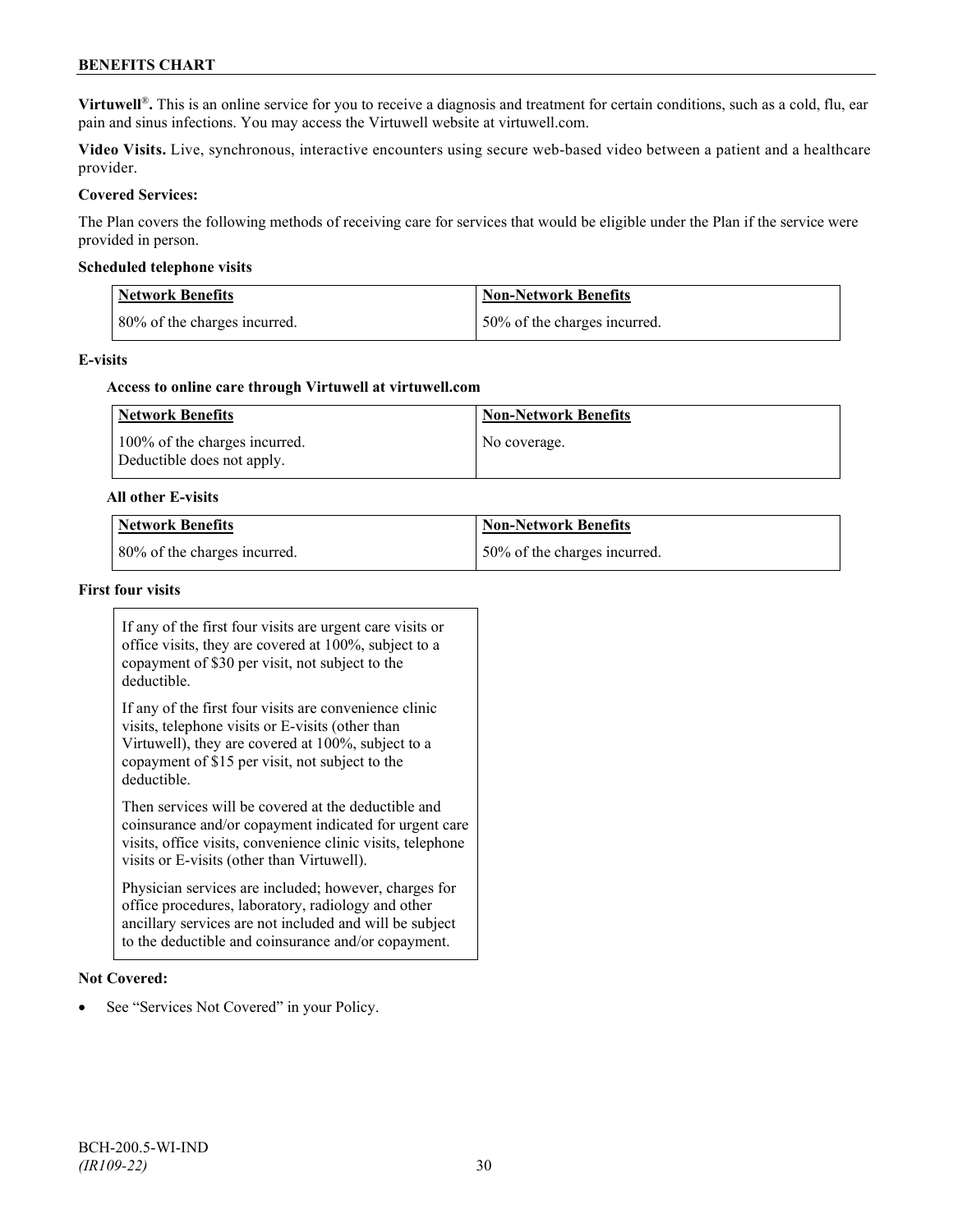**Virtuwell**®**.** This is an online service for you to receive a diagnosis and treatment for certain conditions, such as a cold, flu, ear pain and sinus infections. You may access the Virtuwell website at virtuwell.com.

**Video Visits.** Live, synchronous, interactive encounters using secure web-based video between a patient and a healthcare provider.

**Covered Services:**

The Plan covers the following methods of receiving care for services that would be eligible under the Plan if the service were provided in person.

**Scheduled telephone visits**

| Network Benefits | Non-Network Benefits |
| --- | --- |
| 80% of the charges incurred. | 50% of the charges incurred. |

**E-visits**

**Access to online care through Virtuwell at virtuwell.com**

| Network Benefits | Non-Network Benefits |
| --- | --- |
| 100% of the charges incurred. Deductible does not apply. | No coverage. |

**All other E-visits**

| Network Benefits | Non-Network Benefits |
| --- | --- |
| 80% of the charges incurred. | 50% of the charges incurred. |

**First four visits**

If any of the first four visits are urgent care visits or office visits, they are covered at 100%, subject to a copayment of $30 per visit, not subject to the deductible.

If any of the first four visits are convenience clinic visits, telephone visits or E-visits (other than Virtuwell), they are covered at 100%, subject to a copayment of $15 per visit, not subject to the deductible.

Then services will be covered at the deductible and coinsurance and/or copayment indicated for urgent care visits, office visits, convenience clinic visits, telephone visits or E-visits (other than Virtuwell).

Physician services are included; however, charges for office procedures, laboratory, radiology and other ancillary services are not included and will be subject to the deductible and coinsurance and/or copayment.

**Not Covered:**

- See "Services Not Covered" in your Policy.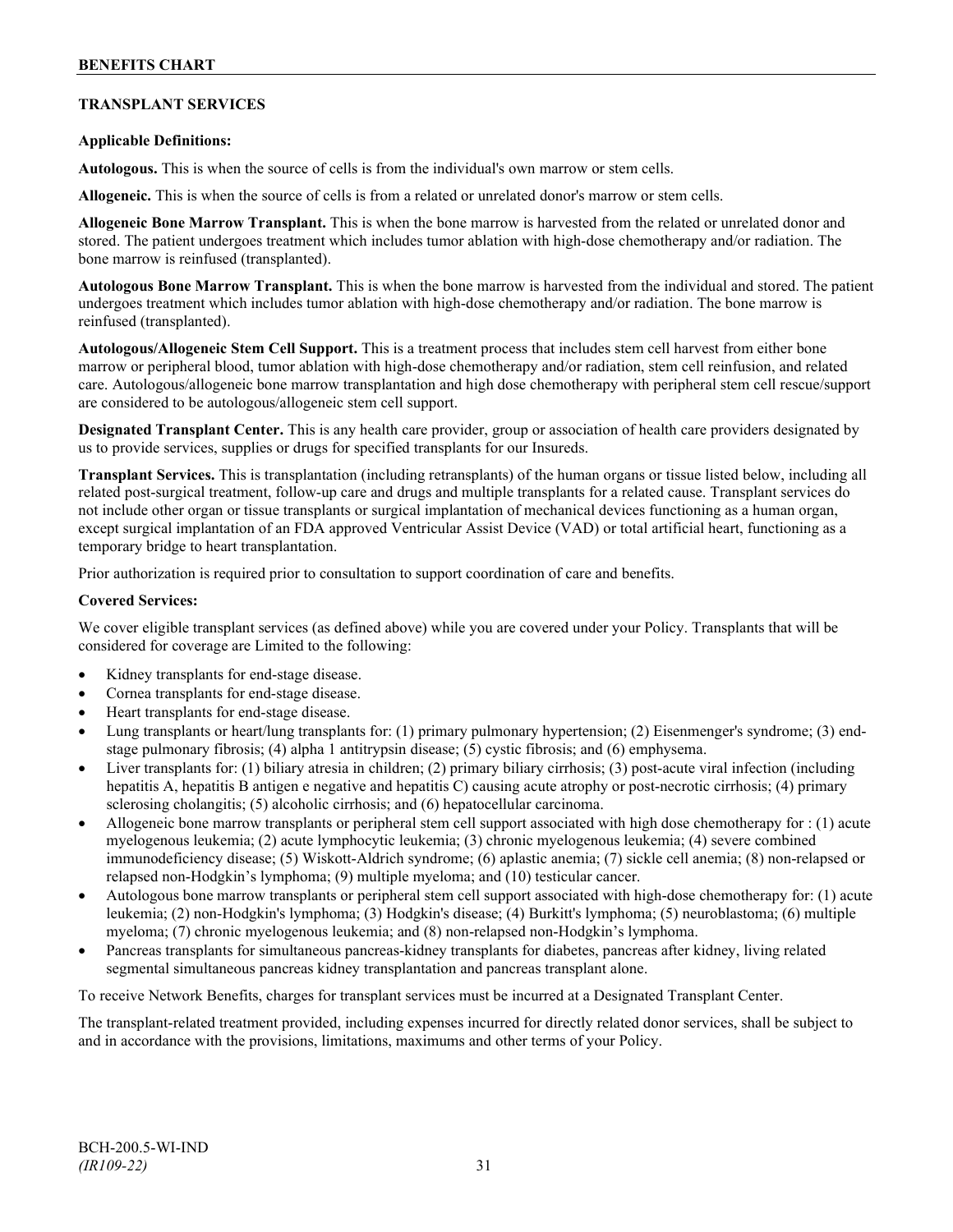## TRANSPLANT SERVICES

**Applicable Definitions:**

**Autologous.** This is when the source of cells is from the individual's own marrow or stem cells.

**Allogeneic.** This is when the source of cells is from a related or unrelated donor's marrow or stem cells.

**Allogeneic Bone Marrow Transplant.** This is when the bone marrow is harvested from the related or unrelated donor and stored. The patient undergoes treatment which includes tumor ablation with high-dose chemotherapy and/or radiation. The bone marrow is reinfused (transplanted).

**Autologous Bone Marrow Transplant.** This is when the bone marrow is harvested from the individual and stored. The patient undergoes treatment which includes tumor ablation with high-dose chemotherapy and/or radiation. The bone marrow is reinfused (transplanted).

**Autologous/Allogeneic Stem Cell Support.** This is a treatment process that includes stem cell harvest from either bone marrow or peripheral blood, tumor ablation with high-dose chemotherapy and/or radiation, stem cell reinfusion, and related care. Autologous/allogeneic bone marrow transplantation and high dose chemotherapy with peripheral stem cell rescue/support are considered to be autologous/allogeneic stem cell support.

**Designated Transplant Center.** This is any health care provider, group or association of health care providers designated by us to provide services, supplies or drugs for specified transplants for our Insureds.

**Transplant Services.** This is transplantation (including retransplants) of the human organs or tissue listed below, including all related post-surgical treatment, follow-up care and drugs and multiple transplants for a related cause. Transplant services do not include other organ or tissue transplants or surgical implantation of mechanical devices functioning as a human organ, except surgical implantation of an FDA approved Ventricular Assist Device (VAD) or total artificial heart, functioning as a temporary bridge to heart transplantation.

Prior authorization is required prior to consultation to support coordination of care and benefits.

**Covered Services:**

We cover eligible transplant services (as defined above) while you are covered under your Policy. Transplants that will be considered for coverage are Limited to the following:

- Kidney transplants for end-stage disease.
- Cornea transplants for end-stage disease.
- Heart transplants for end-stage disease.
- Lung transplants or heart/lung transplants for: (1) primary pulmonary hypertension; (2) Eisenmenger's syndrome; (3) end-stage pulmonary fibrosis; (4) alpha 1 antitrypsin disease; (5) cystic fibrosis; and (6) emphysema.
- Liver transplants for: (1) biliary atresia in children; (2) primary biliary cirrhosis; (3) post-acute viral infection (including hepatitis A, hepatitis B antigen e negative and hepatitis C) causing acute atrophy or post-necrotic cirrhosis; (4) primary sclerosing cholangitis; (5) alcoholic cirrhosis; and (6) hepatocellular carcinoma.
- Allogeneic bone marrow transplants or peripheral stem cell support associated with high dose chemotherapy for : (1) acute myelogenous leukemia; (2) acute lymphocytic leukemia; (3) chronic myelogenous leukemia; (4) severe combined immunodeficiency disease; (5) Wiskott-Aldrich syndrome; (6) aplastic anemia; (7) sickle cell anemia; (8) non-relapsed or relapsed non-Hodgkin's lymphoma; (9) multiple myeloma; and (10) testicular cancer.
- Autologous bone marrow transplants or peripheral stem cell support associated with high-dose chemotherapy for: (1) acute leukemia; (2) non-Hodgkin's lymphoma; (3) Hodgkin's disease; (4) Burkitt's lymphoma; (5) neuroblastoma; (6) multiple myeloma; (7) chronic myelogenous leukemia; and (8) non-relapsed non-Hodgkin's lymphoma.
- Pancreas transplants for simultaneous pancreas-kidney transplants for diabetes, pancreas after kidney, living related segmental simultaneous pancreas kidney transplantation and pancreas transplant alone.

To receive Network Benefits, charges for transplant services must be incurred at a Designated Transplant Center.

The transplant-related treatment provided, including expenses incurred for directly related donor services, shall be subject to and in accordance with the provisions, limitations, maximums and other terms of your Policy.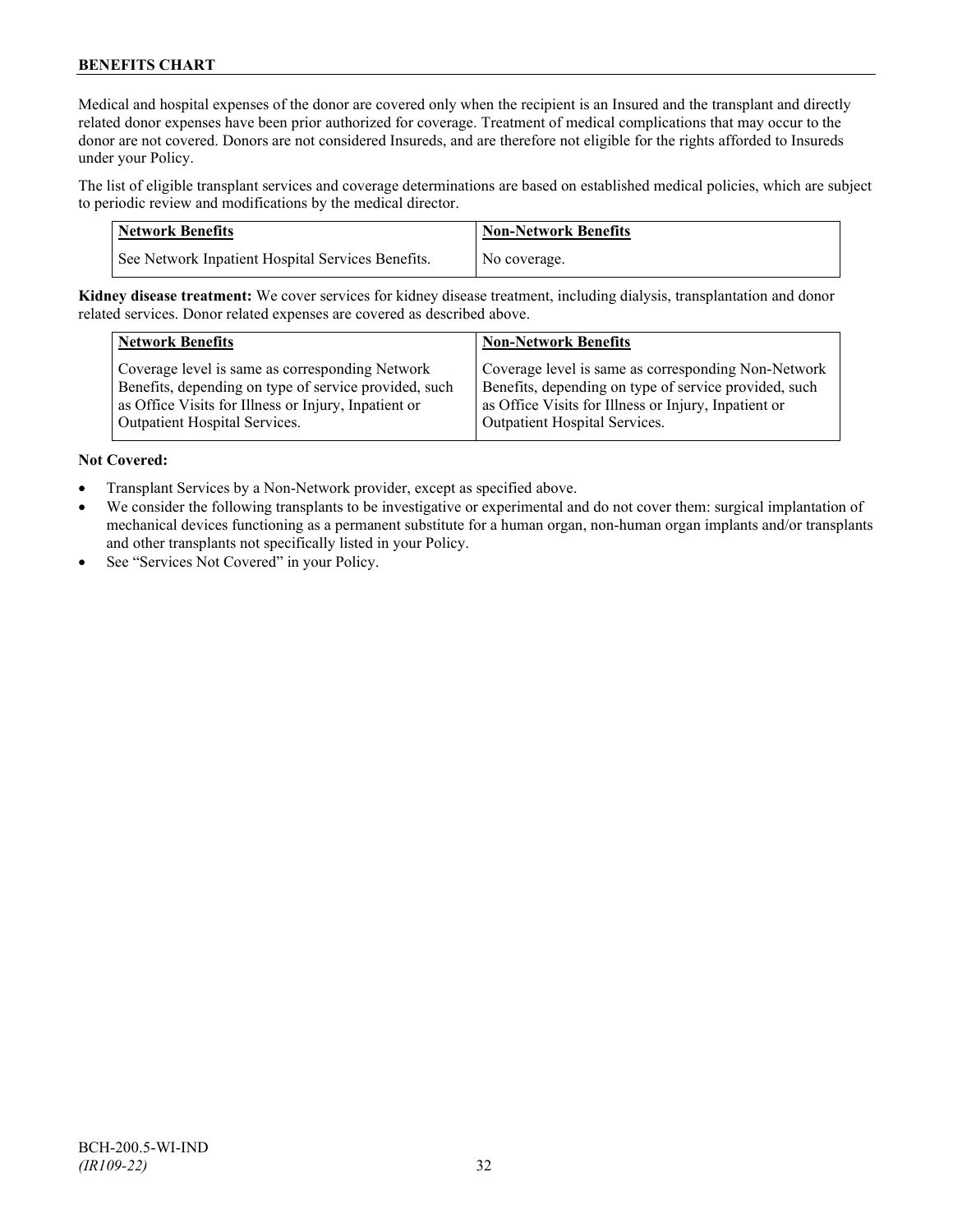Medical and hospital expenses of the donor are covered only when the recipient is an Insured and the transplant and directly related donor expenses have been prior authorized for coverage. Treatment of medical complications that may occur to the donor are not covered. Donors are not considered Insureds, and are therefore not eligible for the rights afforded to Insureds under your Policy.

The list of eligible transplant services and coverage determinations are based on established medical policies, which are subject to periodic review and modifications by the medical director.

| Network Benefits | Non-Network Benefits |
|---|---|
| See Network Inpatient Hospital Services Benefits. | No coverage. |

**Kidney disease treatment:** We cover services for kidney disease treatment, including dialysis, transplantation and donor related services. Donor related expenses are covered as described above.

| Network Benefits | Non-Network Benefits |
|---|---|
| Coverage level is same as corresponding Network Benefits, depending on type of service provided, such as Office Visits for Illness or Injury, Inpatient or Outpatient Hospital Services. | Coverage level is same as corresponding Non-Network Benefits, depending on type of service provided, such as Office Visits for Illness or Injury, Inpatient or Outpatient Hospital Services. |

**Not Covered:**

- Transplant Services by a Non-Network provider, except as specified above.
- We consider the following transplants to be investigative or experimental and do not cover them: surgical implantation of mechanical devices functioning as a permanent substitute for a human organ, non-human organ implants and/or transplants and other transplants not specifically listed in your Policy.
- See "Services Not Covered" in your Policy.

BCH-200.5-WI-IND
*(IR109-22)*